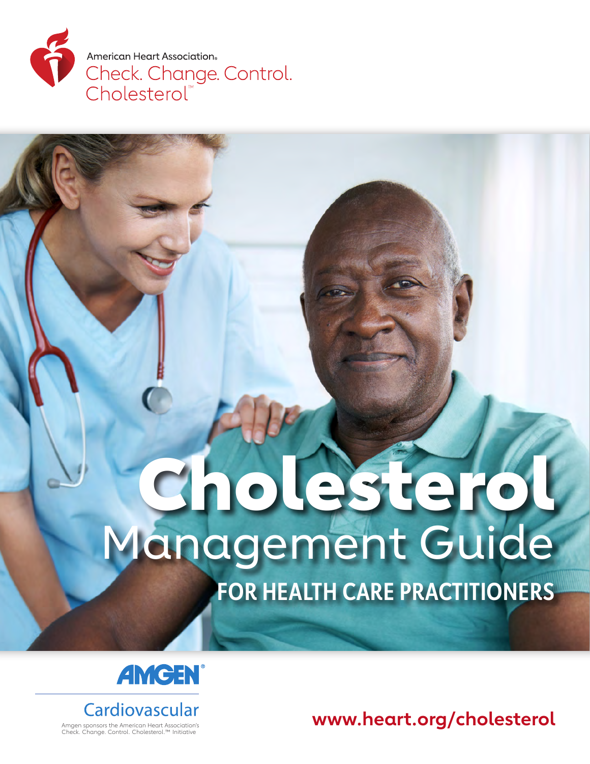American Heart Association®

Check. Change. Control. Cholesterol™

# Cholesterol Management Guide

## FOR HEALTH CARE PRACTITIONERS

AMGEN®

Cardiovascular

Amgen sponsors the American Heart Association's Check. Change. Control. Cholesterol.™ Initiative

www.heart.org/cholesterol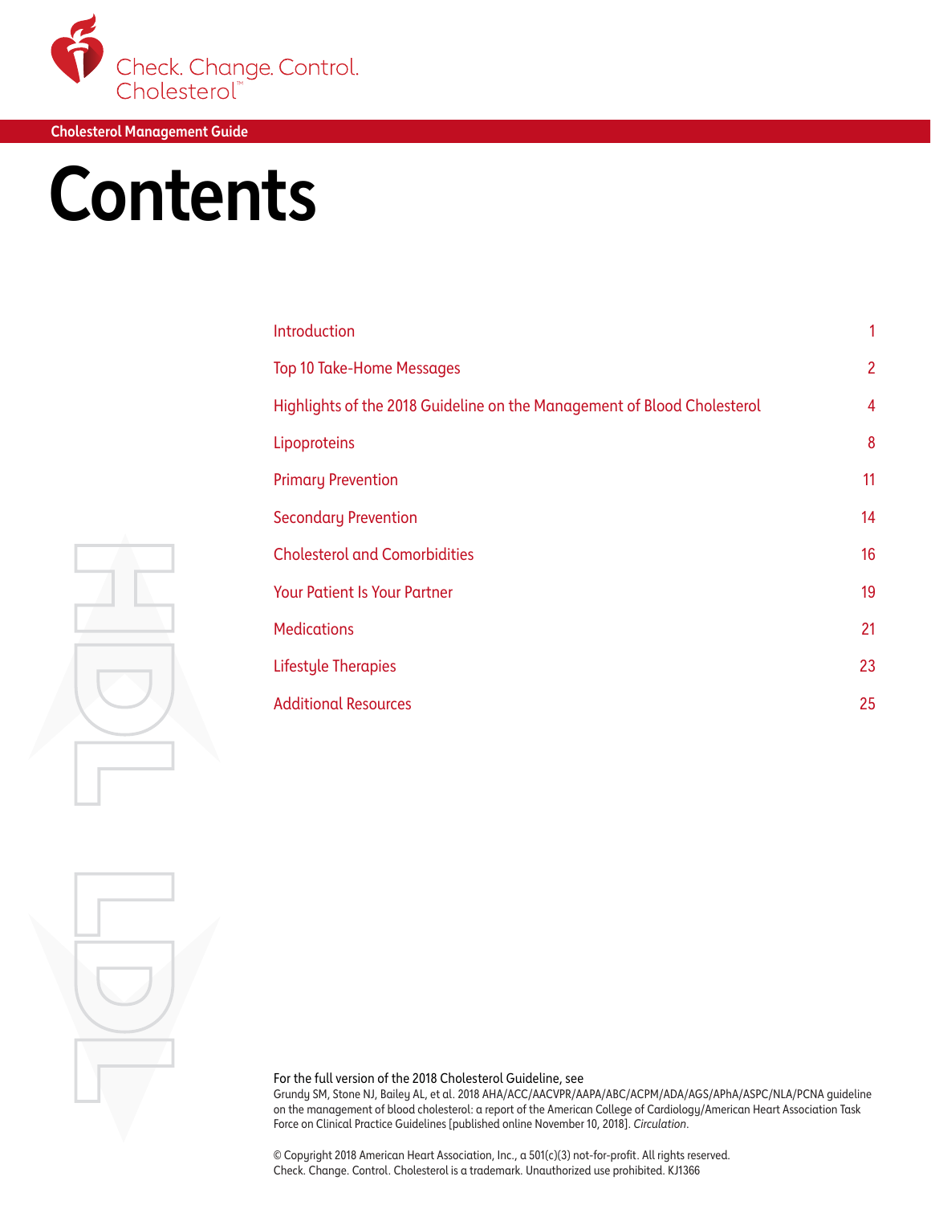Check. Change. Control. Cholesterol™

Cholesterol Management Guide

# Contents

| | |
|---|---|
| Introduction | 1 |
| Top 10 Take-Home Messages | 2 |
| Highlights of the 2018 Guideline on the Management of Blood Cholesterol | 4 |
| Lipoproteins | 8 |
| Primary Prevention | 11 |
| Secondary Prevention | 14 |
| Cholesterol and Comorbidities | 16 |
| Your Patient Is Your Partner | 19 |
| Medications | 21 |
| Lifestyle Therapies | 23 |
| Additional Resources | 25 |

For the full version of the 2018 Cholesterol Guideline, see
Grundy SM, Stone NJ, Bailey AL, et al. 2018 AHA/ACC/AACVPR/AAPA/ABC/ACPM/ADA/AGS/APhA/ASPC/NLA/PCNA guideline on the management of blood cholesterol: a report of the American College of Cardiology/American Heart Association Task Force on Clinical Practice Guidelines [published online November 10, 2018]. *Circulation*.

© Copyright 2018 American Heart Association, Inc., a 501(c)(3) not-for-profit. All rights reserved.
Check. Change. Control. Cholesterol is a trademark. Unauthorized use prohibited. KJ1366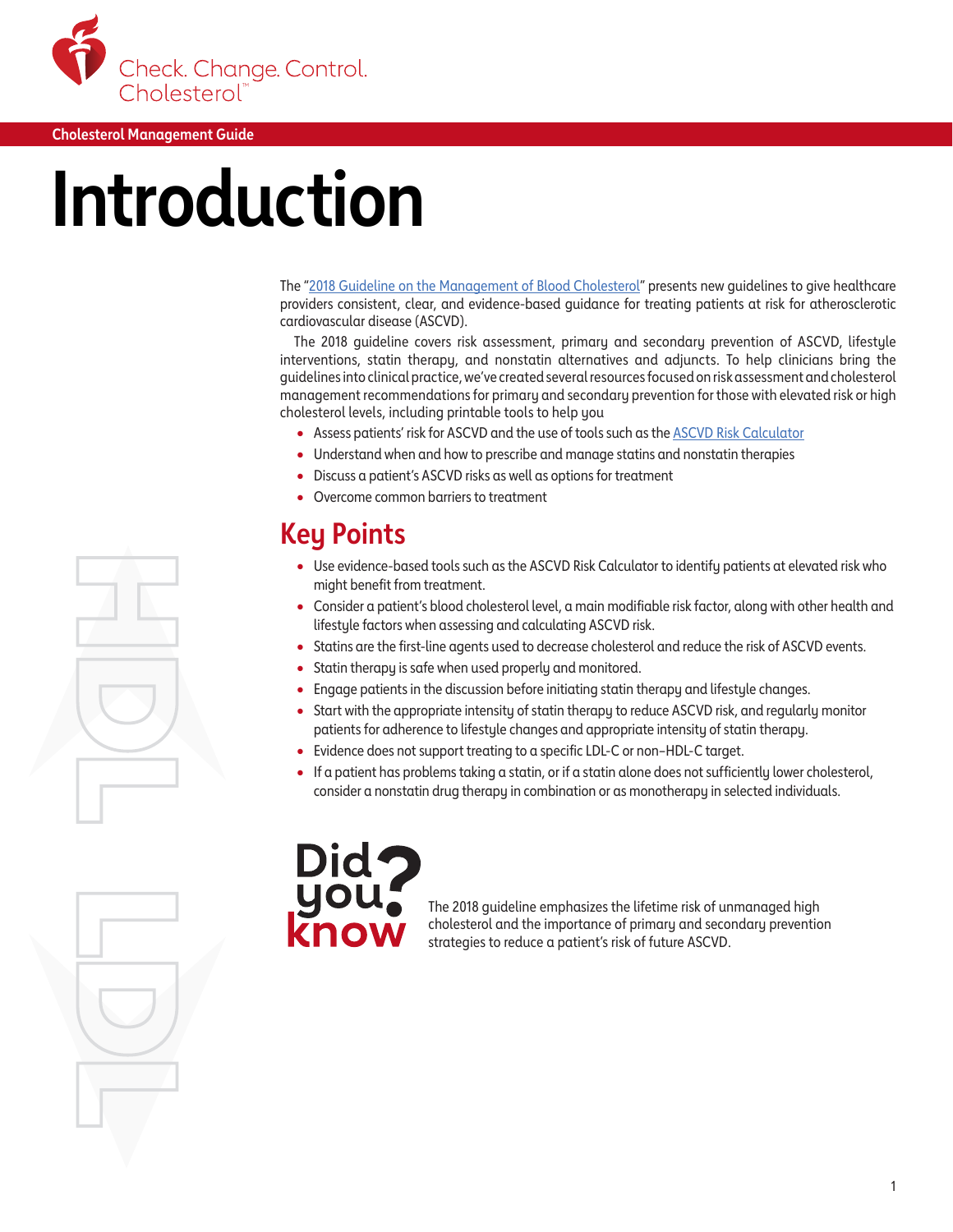Cholesterol Management Guide

# Introduction

The "2018 Guideline on the Management of Blood Cholesterol" presents new guidelines to give healthcare providers consistent, clear, and evidence-based guidance for treating patients at risk for atherosclerotic cardiovascular disease (ASCVD).

The 2018 guideline covers risk assessment, primary and secondary prevention of ASCVD, lifestyle interventions, statin therapy, and nonstatin alternatives and adjuncts. To help clinicians bring the guidelines into clinical practice, we've created several resources focused on risk assessment and cholesterol management recommendations for primary and secondary prevention for those with elevated risk or high cholesterol levels, including printable tools to help you

- Assess patients' risk for ASCVD and the use of tools such as the ASCVD Risk Calculator
- Understand when and how to prescribe and manage statins and nonstatin therapies
- Discuss a patient's ASCVD risks as well as options for treatment
- Overcome common barriers to treatment

## Key Points

- Use evidence-based tools such as the ASCVD Risk Calculator to identify patients at elevated risk who might benefit from treatment.
- Consider a patient's blood cholesterol level, a main modifiable risk factor, along with other health and lifestyle factors when assessing and calculating ASCVD risk.
- Statins are the first-line agents used to decrease cholesterol and reduce the risk of ASCVD events.
- Statin therapy is safe when used properly and monitored.
- Engage patients in the discussion before initiating statin therapy and lifestyle changes.
- Start with the appropriate intensity of statin therapy to reduce ASCVD risk, and regularly monitor patients for adherence to lifestyle changes and appropriate intensity of statin therapy.
- Evidence does not support treating to a specific LDL-C or non–HDL-C target.
- If a patient has problems taking a statin, or if a statin alone does not sufficiently lower cholesterol, consider a nonstatin drug therapy in combination or as monotherapy in selected individuals.

**Did you know?**

The 2018 guideline emphasizes the lifetime risk of unmanaged high cholesterol and the importance of primary and secondary prevention strategies to reduce a patient's risk of future ASCVD.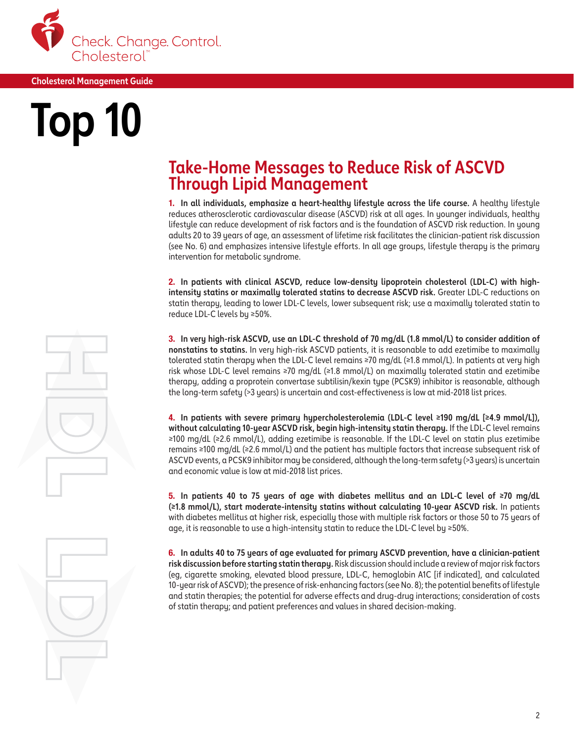Check. Change. Control. Cholesterol™

Cholesterol Management Guide

# Top 10

## Take-Home Messages to Reduce Risk of ASCVD Through Lipid Management

**1. In all individuals, emphasize a heart-healthy lifestyle across the life course.** A healthy lifestyle reduces atherosclerotic cardiovascular disease (ASCVD) risk at all ages. In younger individuals, healthy lifestyle can reduce development of risk factors and is the foundation of ASCVD risk reduction. In young adults 20 to 39 years of age, an assessment of lifetime risk facilitates the clinician-patient risk discussion (see No. 6) and emphasizes intensive lifestyle efforts. In all age groups, lifestyle therapy is the primary intervention for metabolic syndrome.

**2. In patients with clinical ASCVD, reduce low-density lipoprotein cholesterol (LDL-C) with high-intensity statins or maximally tolerated statins to decrease ASCVD risk.** Greater LDL-C reductions on statin therapy, leading to lower LDL-C levels, lower subsequent risk; use a maximally tolerated statin to reduce LDL-C levels by ≥50%.

**3. In very high-risk ASCVD, use an LDL-C threshold of 70 mg/dL (1.8 mmol/L) to consider addition of nonstatins to statins.** In very high-risk ASCVD patients, it is reasonable to add ezetimibe to maximally tolerated statin therapy when the LDL-C level remains ≥70 mg/dL (≥1.8 mmol/L). In patients at very high risk whose LDL-C level remains ≥70 mg/dL (≥1.8 mmol/L) on maximally tolerated statin and ezetimibe therapy, adding a proprotein convertase subtilisin/kexin type (PCSK9) inhibitor is reasonable, although the long-term safety (>3 years) is uncertain and cost-effectiveness is low at mid-2018 list prices.

**4. In patients with severe primary hypercholesterolemia (LDL-C level ≥190 mg/dL [≥4.9 mmol/L]), without calculating 10-year ASCVD risk, begin high-intensity statin therapy.** If the LDL-C level remains ≥100 mg/dL (≥2.6 mmol/L), adding ezetimibe is reasonable. If the LDL-C level on statin plus ezetimibe remains ≥100 mg/dL (≥2.6 mmol/L) and the patient has multiple factors that increase subsequent risk of ASCVD events, a PCSK9 inhibitor may be considered, although the long-term safety (>3 years) is uncertain and economic value is low at mid-2018 list prices.

**5. In patients 40 to 75 years of age with diabetes mellitus and an LDL-C level of ≥70 mg/dL (≥1.8 mmol/L), start moderate-intensity statins without calculating 10-year ASCVD risk.** In patients with diabetes mellitus at higher risk, especially those with multiple risk factors or those 50 to 75 years of age, it is reasonable to use a high-intensity statin to reduce the LDL-C level by ≥50%.

**6. In adults 40 to 75 years of age evaluated for primary ASCVD prevention, have a clinician-patient risk discussion before starting statin therapy.** Risk discussion should include a review of major risk factors (eg, cigarette smoking, elevated blood pressure, LDL-C, hemoglobin A1C [if indicated], and calculated 10-year risk of ASCVD); the presence of risk-enhancing factors (see No. 8); the potential benefits of lifestyle and statin therapies; the potential for adverse effects and drug-drug interactions; consideration of costs of statin therapy; and patient preferences and values in shared decision-making.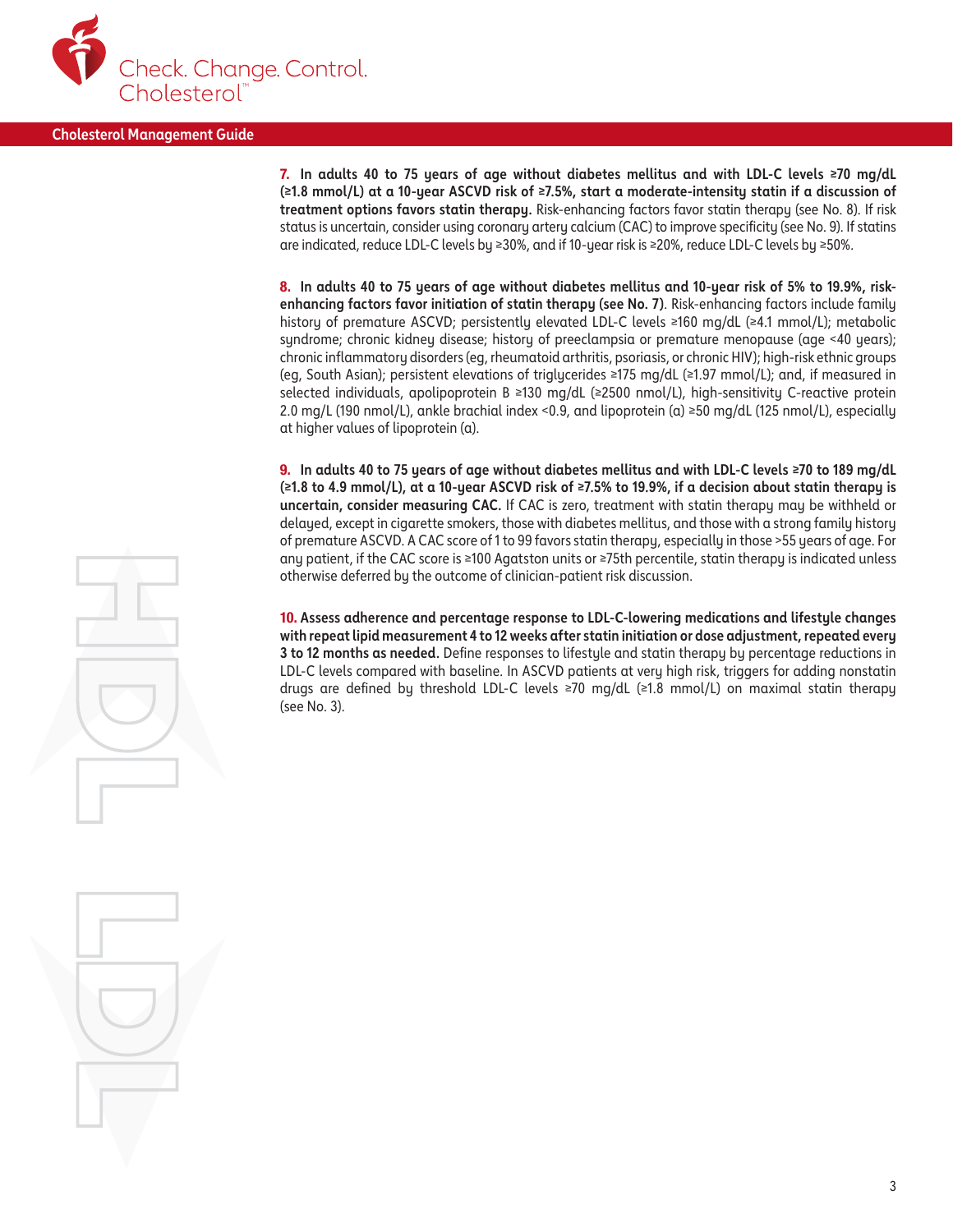**7. In adults 40 to 75 years of age without diabetes mellitus and with LDL-C levels ≥70 mg/dL (≥1.8 mmol/L) at a 10-year ASCVD risk of ≥7.5%, start a moderate-intensity statin if a discussion of treatment options favors statin therapy.** Risk-enhancing factors favor statin therapy (see No. 8). If risk status is uncertain, consider using coronary artery calcium (CAC) to improve specificity (see No. 9). If statins are indicated, reduce LDL-C levels by ≥30%, and if 10-year risk is ≥20%, reduce LDL-C levels by ≥50%.

**8. In adults 40 to 75 years of age without diabetes mellitus and 10-year risk of 5% to 19.9%, risk-enhancing factors favor initiation of statin therapy (see No. 7).** Risk-enhancing factors include family history of premature ASCVD; persistently elevated LDL-C levels ≥160 mg/dL (≥4.1 mmol/L); metabolic syndrome; chronic kidney disease; history of preeclampsia or premature menopause (age <40 years); chronic inflammatory disorders (eg, rheumatoid arthritis, psoriasis, or chronic HIV); high-risk ethnic groups (eg, South Asian); persistent elevations of triglycerides ≥175 mg/dL (≥1.97 mmol/L); and, if measured in selected individuals, apolipoprotein B ≥130 mg/dL (≥2500 nmol/L), high-sensitivity C-reactive protein 2.0 mg/L (190 nmol/L), ankle brachial index <0.9, and lipoprotein (a) ≥50 mg/dL (125 nmol/L), especially at higher values of lipoprotein (a).

**9. In adults 40 to 75 years of age without diabetes mellitus and with LDL-C levels ≥70 to 189 mg/dL (≥1.8 to 4.9 mmol/L), at a 10-year ASCVD risk of ≥7.5% to 19.9%, if a decision about statin therapy is uncertain, consider measuring CAC.** If CAC is zero, treatment with statin therapy may be withheld or delayed, except in cigarette smokers, those with diabetes mellitus, and those with a strong family history of premature ASCVD. A CAC score of 1 to 99 favors statin therapy, especially in those >55 years of age. For any patient, if the CAC score is ≥100 Agatston units or ≥75th percentile, statin therapy is indicated unless otherwise deferred by the outcome of clinician-patient risk discussion.

**10. Assess adherence and percentage response to LDL-C-lowering medications and lifestyle changes with repeat lipid measurement 4 to 12 weeks after statin initiation or dose adjustment, repeated every 3 to 12 months as needed.** Define responses to lifestyle and statin therapy by percentage reductions in LDL-C levels compared with baseline. In ASCVD patients at very high risk, triggers for adding nonstatin drugs are defined by threshold LDL-C levels ≥70 mg/dL (≥1.8 mmol/L) on maximal statin therapy (see No. 3).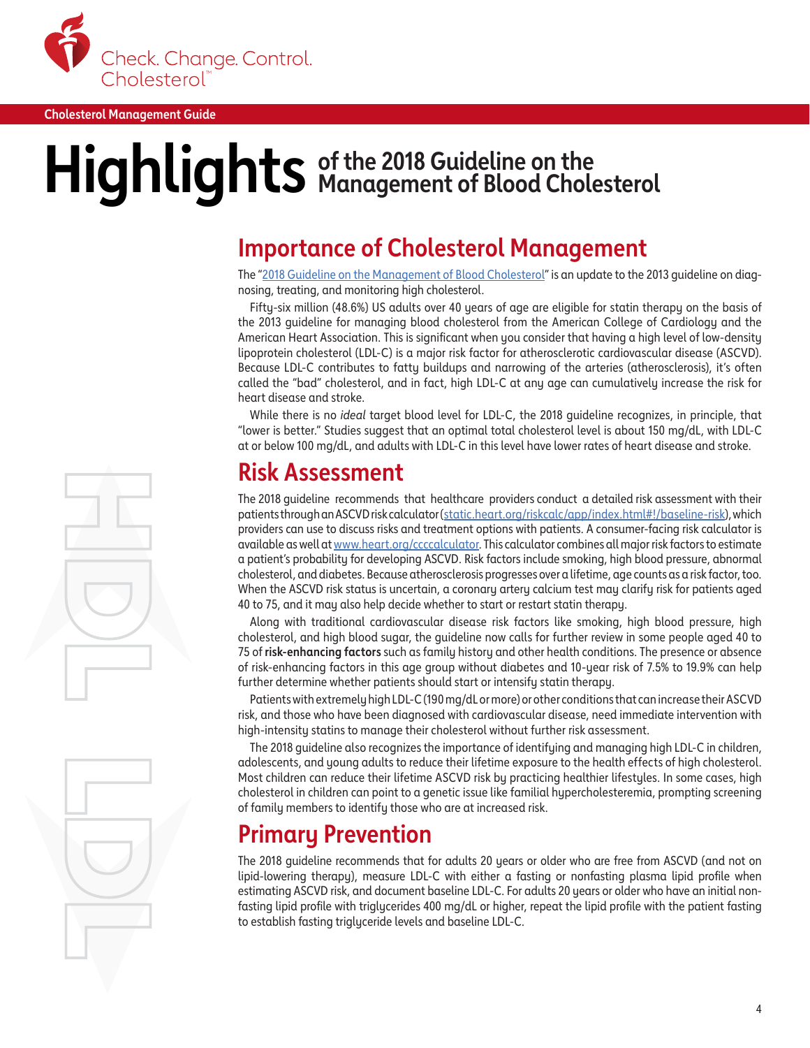Cholesterol Management Guide

# Highlights of the 2018 Guideline on the Management of Blood Cholesterol

## Importance of Cholesterol Management

The "[2018 Guideline on the Management of Blood Cholesterol](#)" is an update to the 2013 guideline on diagnosing, treating, and monitoring high cholesterol.

Fifty-six million (48.6%) US adults over 40 years of age are eligible for statin therapy on the basis of the 2013 guideline for managing blood cholesterol from the American College of Cardiology and the American Heart Association. This is significant when you consider that having a high level of low-density lipoprotein cholesterol (LDL-C) is a major risk factor for atherosclerotic cardiovascular disease (ASCVD). Because LDL-C contributes to fatty buildups and narrowing of the arteries (atherosclerosis), it's often called the "bad" cholesterol, and in fact, high LDL-C at any age can cumulatively increase the risk for heart disease and stroke.

While there is no *ideal* target blood level for LDL-C, the 2018 guideline recognizes, in principle, that "lower is better." Studies suggest that an optimal total cholesterol level is about 150 mg/dL, with LDL-C at or below 100 mg/dL, and adults with LDL-C in this level have lower rates of heart disease and stroke.

## Risk Assessment

The 2018 guideline recommends that healthcare providers conduct a detailed risk assessment with their patients through an ASCVD risk calculator (static.heart.org/riskcalc/app/index.html#!/baseline-risk), which providers can use to discuss risks and treatment options with patients. A consumer-facing risk calculator is available as well at www.heart.org/ccccalculator. This calculator combines all major risk factors to estimate a patient's probability for developing ASCVD. Risk factors include smoking, high blood pressure, abnormal cholesterol, and diabetes. Because atherosclerosis progresses over a lifetime, age counts as a risk factor, too. When the ASCVD risk status is uncertain, a coronary artery calcium test may clarify risk for patients aged 40 to 75, and it may also help decide whether to start or restart statin therapy.

Along with traditional cardiovascular disease risk factors like smoking, high blood pressure, high cholesterol, and high blood sugar, the guideline now calls for further review in some people aged 40 to 75 of **risk-enhancing factors** such as family history and other health conditions. The presence or absence of risk-enhancing factors in this age group without diabetes and 10-year risk of 7.5% to 19.9% can help further determine whether patients should start or intensify statin therapy.

Patients with extremely high LDL-C (190 mg/dL or more) or other conditions that can increase their ASCVD risk, and those who have been diagnosed with cardiovascular disease, need immediate intervention with high-intensity statins to manage their cholesterol without further risk assessment.

The 2018 guideline also recognizes the importance of identifying and managing high LDL-C in children, adolescents, and young adults to reduce their lifetime exposure to the health effects of high cholesterol. Most children can reduce their lifetime ASCVD risk by practicing healthier lifestyles. In some cases, high cholesterol in children can point to a genetic issue like familial hypercholesteremia, prompting screening of family members to identify those who are at increased risk.

## Primary Prevention

The 2018 guideline recommends that for adults 20 years or older who are free from ASCVD (and not on lipid-lowering therapy), measure LDL-C with either a fasting or nonfasting plasma lipid profile when estimating ASCVD risk, and document baseline LDL-C. For adults 20 years or older who have an initial non-fasting lipid profile with triglycerides 400 mg/dL or higher, repeat the lipid profile with the patient fasting to establish fasting triglyceride levels and baseline LDL-C.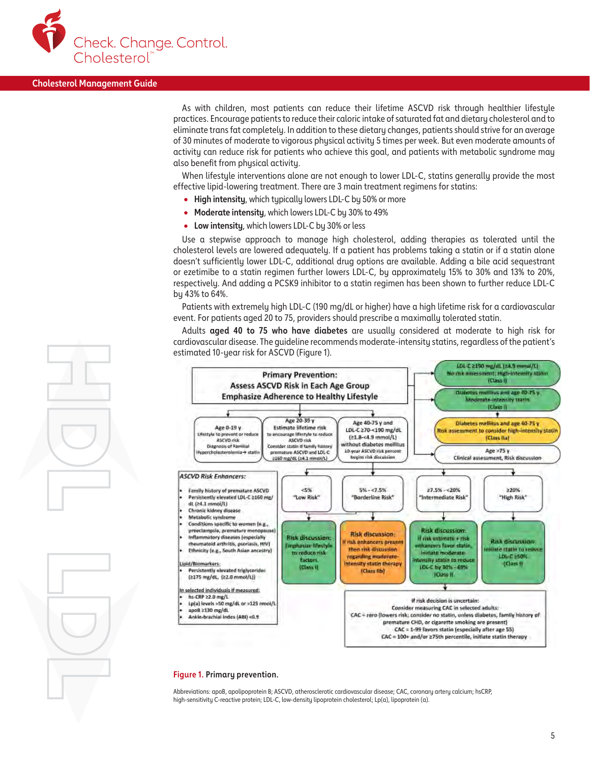As with children, most patients can reduce their lifetime ASCVD risk through healthier lifestyle practices. Encourage patients to reduce their caloric intake of saturated fat and dietary cholesterol and to eliminate trans fat completely. In addition to these dietary changes, patients should strive for an average of 30 minutes of moderate to vigorous physical activity 5 times per week. But even moderate amounts of activity can reduce risk for patients who achieve this goal, and patients with metabolic syndrome may also benefit from physical activity.

When lifestyle interventions alone are not enough to lower LDL-C, statins generally provide the most effective lipid-lowering treatment. There are 3 main treatment regimens for statins:

- **High intensity**, which typically lowers LDL-C by 50% or more
- **Moderate intensity**, which lowers LDL-C by 30% to 49%
- **Low intensity**, which lowers LDL-C by 30% or less

Use a stepwise approach to manage high cholesterol, adding therapies as tolerated until the cholesterol levels are lowered adequately. If a patient has problems taking a statin or if a statin alone doesn't sufficiently lower LDL-C, additional drug options are available. Adding a bile acid sequestrant or ezetimibe to a statin regimen further lowers LDL-C, by approximately 15% to 30% and 13% to 20%, respectively. And adding a PCSK9 inhibitor to a statin regimen has been shown to further reduce LDL-C by 43% to 64%.

Patients with extremely high LDL-C (190 mg/dL or higher) have a high lifetime risk for a cardiovascular event. For patients aged 20 to 75, providers should prescribe a maximally tolerated statin.

Adults **aged 40 to 75 who have diabetes** are usually considered at moderate to high risk for cardiovascular disease. The guideline recommends moderate-intensity statins, regardless of the patient's estimated 10-year risk for ASCVD (Figure 1).

**Primary Prevention: Assess ASCVD Risk in Each Age Group. Emphasize Adherence to Healthy Lifestyle**

- LDL-C ≥190 mg/dL (≥4.9 mmol/L): No risk assessment; High-intensity statin (Class I)
- Diabetes mellitus and age 40-75 y: Moderate-intensity statin (Class I)
- Diabetes mellitus and age 40-75 y: Risk assessment to consider high-intensity statin (Class IIa)
- Age >75 y: Clinical assessment, Risk discussion

- Age 0-19 y: Lifestyle to prevent or reduce ASCVD risk. Diagnosis of Familial Hypercholesterolemia → statin
- Age 20-39 y: Estimate lifetime risk to encourage lifestyle to reduce ASCVD risk. Consider statin if family history premature ASCVD and LDL-C ≥160 mg/dL (≥4.1 mmol/L)
- Age 40-75 y and LDL-C ≥70-<190 mg/dL (≥1.8-<4.9 mmol/L) without diabetes mellitus: 10-year ASCVD risk percent begins risk discussion

- <5% "Low Risk": Risk discussion: Emphasize lifestyle to reduce risk factors (Class I)
- 5%-<7.5% "Borderline Risk": Risk discussion: If risk enhancers present then risk discussion regarding moderate-intensity statin therapy (Class IIb)
- ≥7.5%-<20% "Intermediate Risk": Risk discussion: If risk estimate + risk enhancers favor statin, initiate moderate-intensity statin to reduce LDL-C by 30%-49% (Class I)
- ≥20% "High Risk": Risk discussion: Initiate statin to reduce LDL-C ≥50% (Class I)

*ASCVD Risk Enhancers:*

- Family history of premature ASCVD
- Persistently elevated LDL-C ≥160 mg/dL (≥4.1 mmol/L)
- Chronic kidney disease
- Metabolic syndrome
- Conditions specific to women (e.g., preeclampsia, premature menopause)
- Inflammatory diseases (especially rheumatoid arthritis, psoriasis, HIV)
- Ethnicity (e.g., South Asian ancestry)

Lipid/Biomarkers:

- Persistently elevated triglycerides (≥175 mg/dL, (≥2.0 mmol/L))

In selected individuals if measured:

- hs-CRP ≥2.0 mg/L
- Lp(a) levels >50 mg/dL or >125 nmol/L
- apoB ≥130 mg/dL
- Ankle-brachial index (ABI) <0.9

If risk decision is uncertain: Consider measuring CAC in selected adults:
CAC = zero (lowers risk; consider no statin, unless diabetes, family history of premature CHD, or cigarette smoking are present)
CAC = 1-99 favors statin (especially after age 55)
CAC = 100+ and/or ≥75th percentile, initiate statin therapy

**Figure 1.** Primary prevention.

Abbreviations: apoB, apolipoprotein B; ASCVD, atherosclerotic cardiovascular disease; CAC, coronary artery calcium; hsCRP, high-sensitivity C-reactive protein; LDL-C, low-density lipoprotein cholesterol; Lp(a), lipoprotein (a).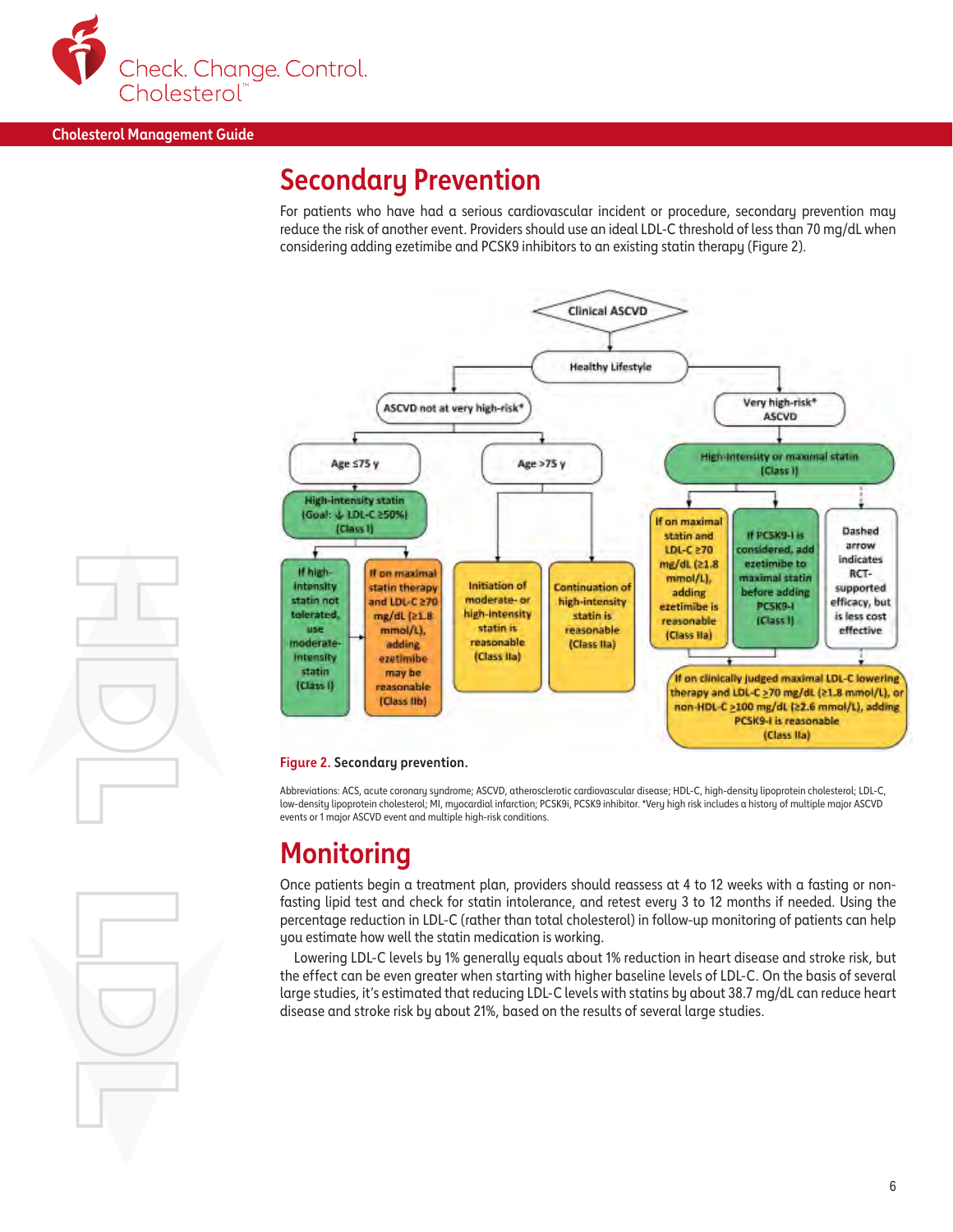## Secondary Prevention

For patients who have had a serious cardiovascular incident or procedure, secondary prevention may reduce the risk of another event. Providers should use an ideal LDL-C threshold of less than 70 mg/dL when considering adding ezetimibe and PCSK9 inhibitors to an existing statin therapy (Figure 2).

Clinical ASCVD

Healthy Lifestyle

ASCVD not at very high-risk*

Age ≤75 y

High-intensity statin (Goal: ↓ LDL-C ≥50%) (Class I)

If high-intensity statin not tolerated, use moderate-intensity statin (Class I)

If on maximal statin therapy and LDL-C ≥70 mg/dL (≥1.8 mmol/L), adding ezetimibe may be reasonable (Class IIb)

Age >75 y

Initiation of moderate- or high-intensity statin is reasonable (Class IIa)

Continuation of high-intensity statin is reasonable (Class IIa)

Very high-risk* ASCVD

High-intensity or maximal statin (Class I)

If on maximal statin and LDL-C ≥70 mg/dL (≥1.8 mmol/L), adding ezetimibe is reasonable (Class IIa)

If PCSK9-I is considered, add ezetimibe to maximal statin before adding PCSK9-I (Class I)

Dashed arrow indicates RCT-supported efficacy, but is less cost effective

If on clinically judged maximal LDL-C lowering therapy and LDL-C ≥70 mg/dL (≥1.8 mmol/L), or non-HDL-C ≥100 mg/dL (≥2.6 mmol/L), adding PCSK9-I is reasonable (Class IIa)

Figure 2. **Secondary prevention.**

Abbreviations: ACS, acute coronary syndrome; ASCVD, atherosclerotic cardiovascular disease; HDL-C, high-density lipoprotein cholesterol; LDL-C, low-density lipoprotein cholesterol; MI, myocardial infarction; PCSK9i, PCSK9 inhibitor. *Very high risk includes a history of multiple major ASCVD events or 1 major ASCVD event and multiple high-risk conditions.

## Monitoring

Once patients begin a treatment plan, providers should reassess at 4 to 12 weeks with a fasting or non-fasting lipid test and check for statin intolerance, and retest every 3 to 12 months if needed. Using the percentage reduction in LDL-C (rather than total cholesterol) in follow-up monitoring of patients can help you estimate how well the statin medication is working.

Lowering LDL-C levels by 1% generally equals about 1% reduction in heart disease and stroke risk, but the effect can be even greater when starting with higher baseline levels of LDL-C. On the basis of several large studies, it's estimated that reducing LDL-C levels with statins by about 38.7 mg/dL can reduce heart disease and stroke risk by about 21%, based on the results of several large studies.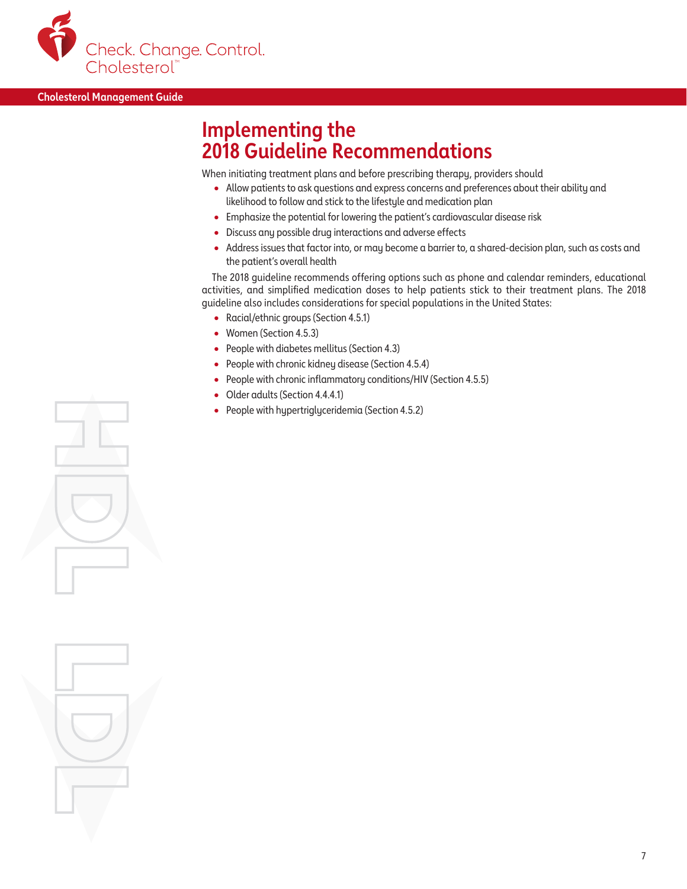# Implementing the 2018 Guideline Recommendations

When initiating treatment plans and before prescribing therapy, providers should

- Allow patients to ask questions and express concerns and preferences about their ability and likelihood to follow and stick to the lifestyle and medication plan
- Emphasize the potential for lowering the patient's cardiovascular disease risk
- Discuss any possible drug interactions and adverse effects
- Address issues that factor into, or may become a barrier to, a shared-decision plan, such as costs and the patient's overall health

The 2018 guideline recommends offering options such as phone and calendar reminders, educational activities, and simplified medication doses to help patients stick to their treatment plans. The 2018 guideline also includes considerations for special populations in the United States:

- Racial/ethnic groups (Section 4.5.1)
- Women (Section 4.5.3)
- People with diabetes mellitus (Section 4.3)
- People with chronic kidney disease (Section 4.5.4)
- People with chronic inflammatory conditions/HIV (Section 4.5.5)
- Older adults (Section 4.4.4.1)
- People with hypertriglyceridemia (Section 4.5.2)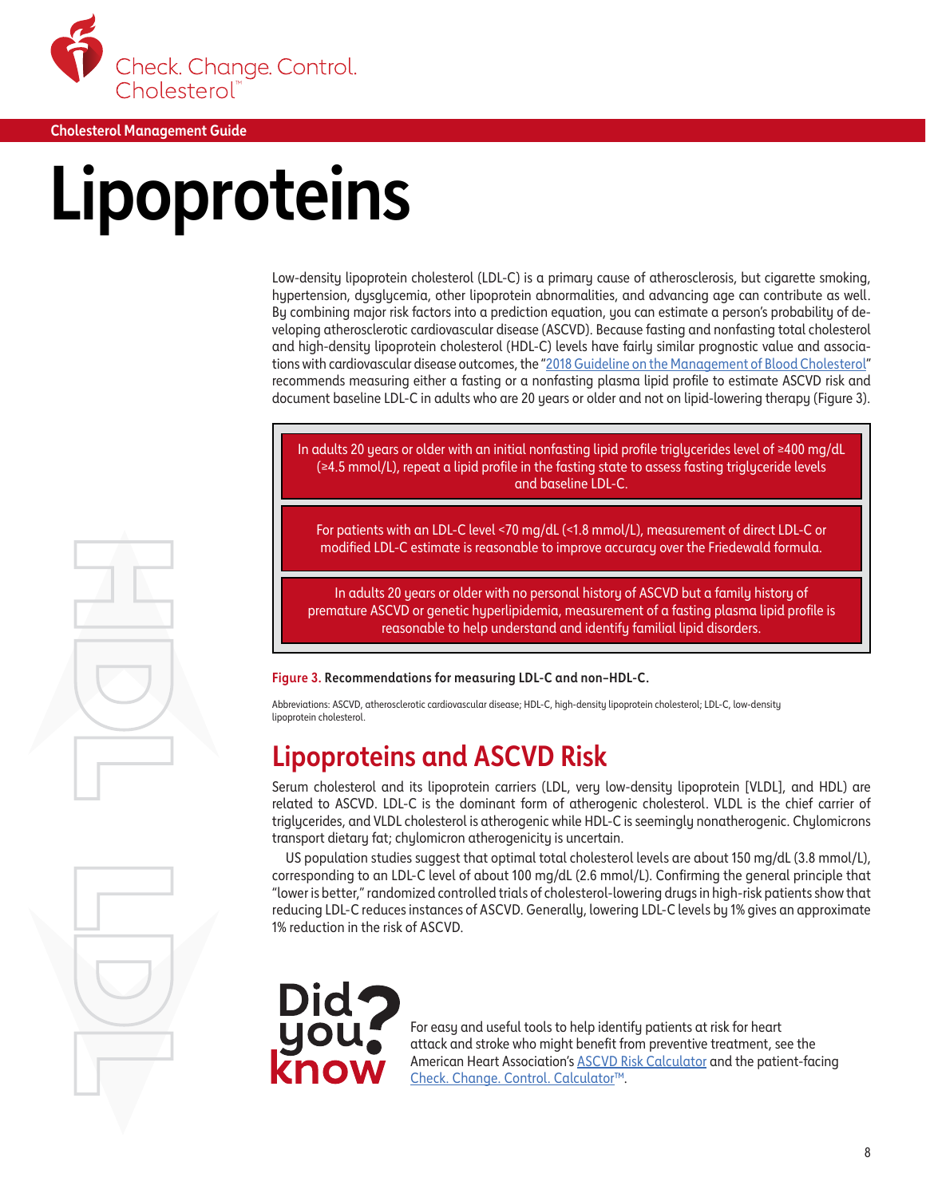Cholesterol Management Guide

# Lipoproteins

Low-density lipoprotein cholesterol (LDL-C) is a primary cause of atherosclerosis, but cigarette smoking, hypertension, dysglycemia, other lipoprotein abnormalities, and advancing age can contribute as well. By combining major risk factors into a prediction equation, you can estimate a person's probability of developing atherosclerotic cardiovascular disease (ASCVD). Because fasting and nonfasting total cholesterol and high-density lipoprotein cholesterol (HDL-C) levels have fairly similar prognostic value and associations with cardiovascular disease outcomes, the "2018 Guideline on the Management of Blood Cholesterol" recommends measuring either a fasting or a nonfasting plasma lipid profile to estimate ASCVD risk and document baseline LDL-C in adults who are 20 years or older and not on lipid-lowering therapy (Figure 3).

In adults 20 years or older with an initial nonfasting lipid profile triglycerides level of ≥400 mg/dL (≥4.5 mmol/L), repeat a lipid profile in the fasting state to assess fasting triglyceride levels and baseline LDL-C.

For patients with an LDL-C level <70 mg/dL (<1.8 mmol/L), measurement of direct LDL-C or modified LDL-C estimate is reasonable to improve accuracy over the Friedewald formula.

In adults 20 years or older with no personal history of ASCVD but a family history of premature ASCVD or genetic hyperlipidemia, measurement of a fasting plasma lipid profile is reasonable to help understand and identify familial lipid disorders.

**Figure 3.** **Recommendations for measuring LDL-C and non–HDL-C.**

Abbreviations: ASCVD, atherosclerotic cardiovascular disease; HDL-C, high-density lipoprotein cholesterol; LDL-C, low-density lipoprotein cholesterol.

## Lipoproteins and ASCVD Risk

Serum cholesterol and its lipoprotein carriers (LDL, very low-density lipoprotein [VLDL], and HDL) are related to ASCVD. LDL-C is the dominant form of atherogenic cholesterol. VLDL is the chief carrier of triglycerides, and VLDL cholesterol is atherogenic while HDL-C is seemingly nonatherogenic. Chylomicrons transport dietary fat; chylomicron atherogenicity is uncertain.

US population studies suggest that optimal total cholesterol levels are about 150 mg/dL (3.8 mmol/L), corresponding to an LDL-C level of about 100 mg/dL (2.6 mmol/L). Confirming the general principle that "lower is better," randomized controlled trials of cholesterol-lowering drugs in high-risk patients show that reducing LDL-C reduces instances of ASCVD. Generally, lowering LDL-C levels by 1% gives an approximate 1% reduction in the risk of ASCVD.

**Did you know?**

For easy and useful tools to help identify patients at risk for heart attack and stroke who might benefit from preventive treatment, see the American Heart Association's ASCVD Risk Calculator and the patient-facing Check. Change. Control. Calculator™.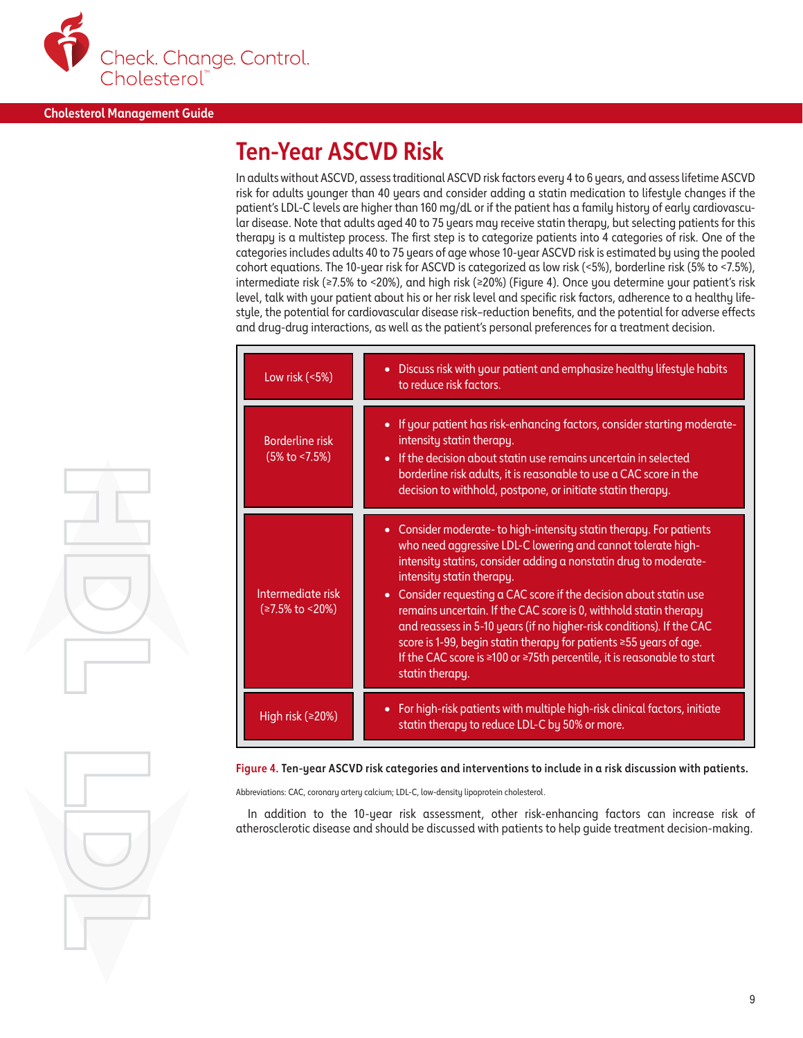## Ten-Year ASCVD Risk

In adults without ASCVD, assess traditional ASCVD risk factors every 4 to 6 years, and assess lifetime ASCVD risk for adults younger than 40 years and consider adding a statin medication to lifestyle changes if the patient's LDL-C levels are higher than 160 mg/dL or if the patient has a family history of early cardiovascular disease. Note that adults aged 40 to 75 years may receive statin therapy, but selecting patients for this therapy is a multistep process. The first step is to categorize patients into 4 categories of risk. One of the categories includes adults 40 to 75 years of age whose 10-year ASCVD risk is estimated by using the pooled cohort equations. The 10-year risk for ASCVD is categorized as low risk (<5%), borderline risk (5% to <7.5%), intermediate risk (≥7.5% to <20%), and high risk (≥20%) (Figure 4). Once you determine your patient's risk level, talk with your patient about his or her risk level and specific risk factors, adherence to a healthy lifestyle, the potential for cardiovascular disease risk–reduction benefits, and the potential for adverse effects and drug-drug interactions, as well as the patient's personal preferences for a treatment decision.

| Risk category | Interventions |
|---|---|
| Low risk (<5%) | • Discuss risk with your patient and emphasize healthy lifestyle habits to reduce risk factors. |
| Borderline risk (5% to <7.5%) | • If your patient has risk-enhancing factors, consider starting moderate-intensity statin therapy.<br>• If the decision about statin use remains uncertain in selected borderline risk adults, it is reasonable to use a CAC score in the decision to withhold, postpone, or initiate statin therapy. |
| Intermediate risk (≥7.5% to <20%) | • Consider moderate- to high-intensity statin therapy. For patients who need aggressive LDL-C lowering and cannot tolerate high-intensity statins, consider adding a nonstatin drug to moderate-intensity statin therapy.<br>• Consider requesting a CAC score if the decision about statin use remains uncertain. If the CAC score is 0, withhold statin therapy and reassess in 5-10 years (if no higher-risk conditions). If the CAC score is 1-99, begin statin therapy for patients ≥55 years of age. If the CAC score is ≥100 or ≥75th percentile, it is reasonable to start statin therapy. |
| High risk (≥20%) | • For high-risk patients with multiple high-risk clinical factors, initiate statin therapy to reduce LDL-C by 50% or more. |

**Figure 4. Ten-year ASCVD risk categories and interventions to include in a risk discussion with patients.**

Abbreviations: CAC, coronary artery calcium; LDL-C, low-density lipoprotein cholesterol.

In addition to the 10-year risk assessment, other risk-enhancing factors can increase risk of atherosclerotic disease and should be discussed with patients to help guide treatment decision-making.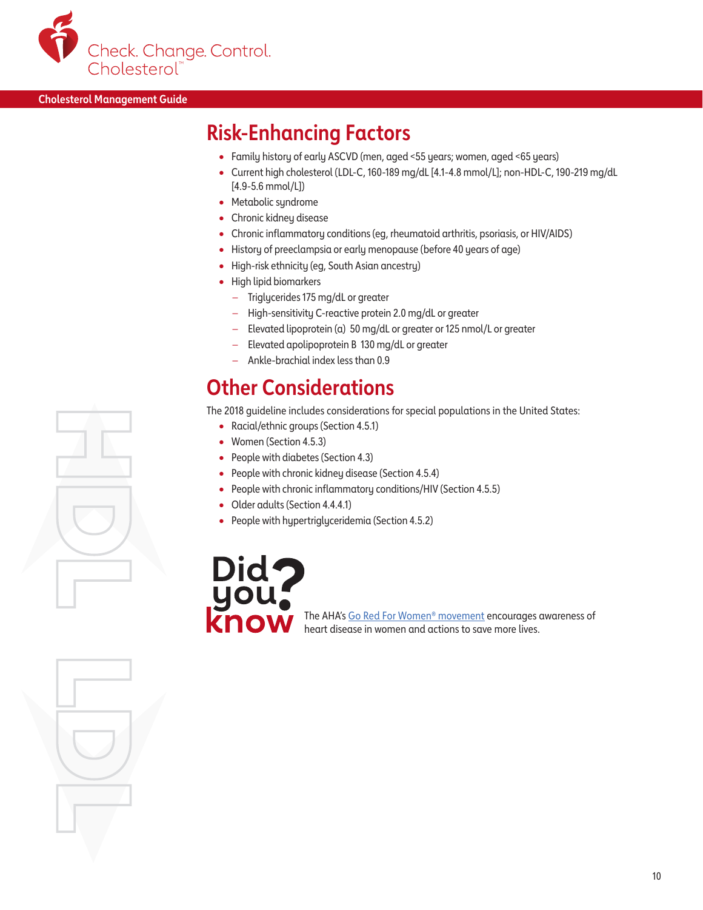## Risk-Enhancing Factors

- Family history of early ASCVD (men, aged <55 years; women, aged <65 years)
- Current high cholesterol (LDL-C, 160-189 mg/dL [4.1-4.8 mmol/L]; non-HDL-C, 190-219 mg/dL [4.9-5.6 mmol/L])
- Metabolic syndrome
- Chronic kidney disease
- Chronic inflammatory conditions (eg, rheumatoid arthritis, psoriasis, or HIV/AIDS)
- History of preeclampsia or early menopause (before 40 years of age)
- High-risk ethnicity (eg, South Asian ancestry)
- High lipid biomarkers
  - Triglycerides 175 mg/dL or greater
  - High-sensitivity C-reactive protein 2.0 mg/dL or greater
  - Elevated lipoprotein (a) 50 mg/dL or greater or 125 nmol/L or greater
  - Elevated apolipoprotein B 130 mg/dL or greater
  - Ankle-brachial index less than 0.9

## Other Considerations

The 2018 guideline includes considerations for special populations in the United States:

- Racial/ethnic groups (Section 4.5.1)
- Women (Section 4.5.3)
- People with diabetes (Section 4.3)
- People with chronic kidney disease (Section 4.5.4)
- People with chronic inflammatory conditions/HIV (Section 4.5.5)
- Older adults (Section 4.4.4.1)
- People with hypertriglyceridemia (Section 4.5.2)

**Did you know?**

The AHA's Go Red For Women® movement encourages awareness of heart disease in women and actions to save more lives.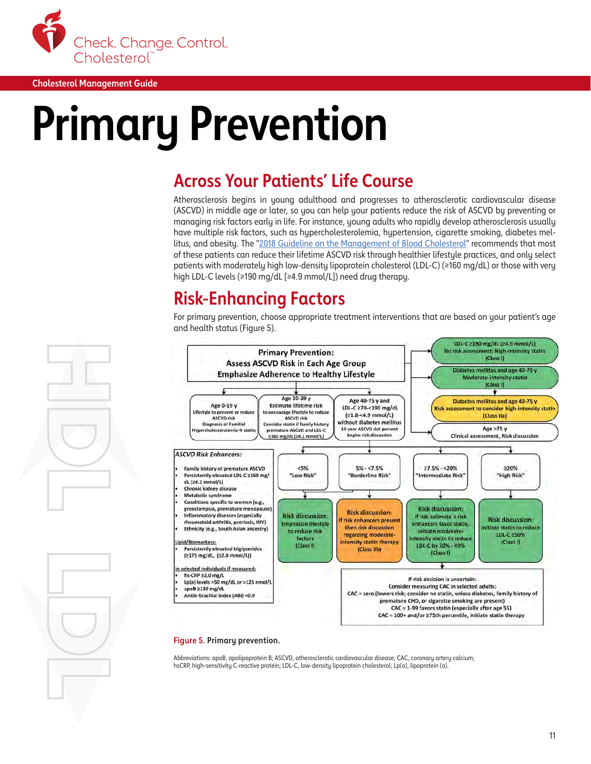Cholesterol Management Guide

# Primary Prevention

## Across Your Patients' Life Course

Atherosclerosis begins in young adulthood and progresses to atherosclerotic cardiovascular disease (ASCVD) in middle age or later, so you can help your patients reduce the risk of ASCVD by preventing or managing risk factors early in life. For instance, young adults who rapidly develop atherosclerosis usually have multiple risk factors, such as hypercholesterolemia, hypertension, cigarette smoking, diabetes mellitus, and obesity. The "2018 Guideline on the Management of Blood Cholesterol" recommends that most of these patients can reduce their lifetime ASCVD risk through healthier lifestyle practices, and only select patients with moderately high low-density lipoprotein cholesterol (LDL-C) (≥160 mg/dL) or those with very high LDL-C levels (≥190 mg/dL [≥4.9 mmol/L]) need drug therapy.

## Risk-Enhancing Factors

For primary prevention, choose appropriate treatment interventions that are based on your patient's age and health status (Figure 5).

**Primary Prevention: Assess ASCVD Risk in Each Age Group. Emphasize Adherence to Healthy Lifestyle**

- LDL-C ≥190 mg/dL (≥4.9 mmol/L): No risk assessment; High-intensity statin (Class I)
- Diabetes mellitus and age 40-75 y: Moderate-intensity statin (Class I)
- Diabetes mellitus and age 40-75 y: Risk assessment to consider high-intensity statin (Class IIa)
- Age >75 y: Clinical assessment, Risk discussion

- Age 0-19 y: Lifestyle to prevent or reduce ASCVD risk. Diagnosis of Familial Hypercholesterolemia → statin
- Age 20-39 y: Estimate lifetime risk to encourage lifestyle to reduce ASCVD risk. Consider statin if family history premature ASCVD and LDL-C ≥160 mg/dL (≥4.1 mmol/L)
- Age 40-75 y and LDL-C ≥70-<190 mg/dL (≥1.8-<4.9 mmol/L) without diabetes mellitus: 10-year ASCVD risk percent begins risk discussion

| <5% "Low Risk" | 5% - <7.5% "Borderline Risk" | ≥7.5% - <20% "Intermediate Risk" | ≥20% "High Risk" |
|---|---|---|---|
| Risk discussion: Emphasize lifestyle to reduce risk factors (Class I) | Risk discussion: If risk enhancers present then risk discussion regarding moderate-intensity statin therapy (Class IIb) | Risk discussion: If risk estimate + risk enhancers favor statin, initiate moderate-intensity statin to reduce LDL-C by 30% - 49% (Class I) | Risk discussion: Initiate statin to reduce LDL-C ≥50% (Class I) |

If risk decision is uncertain: Consider measuring CAC in selected adults:
CAC = zero (lowers risk; consider no statin, unless diabetes, family history of premature CHD, or cigarette smoking are present)
CAC = 1-99 favors statin (especially after age 55)
CAC = 100+ and/or ≥75th percentile, initiate statin therapy

*ASCVD Risk Enhancers:*

- Family history of premature ASCVD
- Persistently elevated LDL-C ≥160 mg/dL (≥4.1 mmol/L)
- Chronic kidney disease
- Metabolic syndrome
- Conditions specific to women (e.g., preeclampsia, premature menopause)
- Inflammatory diseases (especially rheumatoid arthritis, psoriasis, HIV)
- Ethnicity (e.g., South Asian ancestry)

Lipid/Biomarkers:

- Persistently elevated triglycerides (≥175 mg/dL, (≥2.0 mmol/L))

In selected individuals if measured:

- hs-CRP ≥2.0 mg/L
- Lp(a) levels >50 mg/dL or >125 nmol/L
- apoB ≥130 mg/dL
- Ankle-brachial index (ABI) <0.9

**Figure 5.** Primary prevention.

Abbreviations: apoB, apolipoprotein B; ASCVD, atherosclerotic cardiovascular disease; CAC, coronary artery calcium; hsCRP, high-sensitivity C-reactive protein; LDL-C, low-density lipoprotein cholesterol; Lp(a), lipoprotein (a).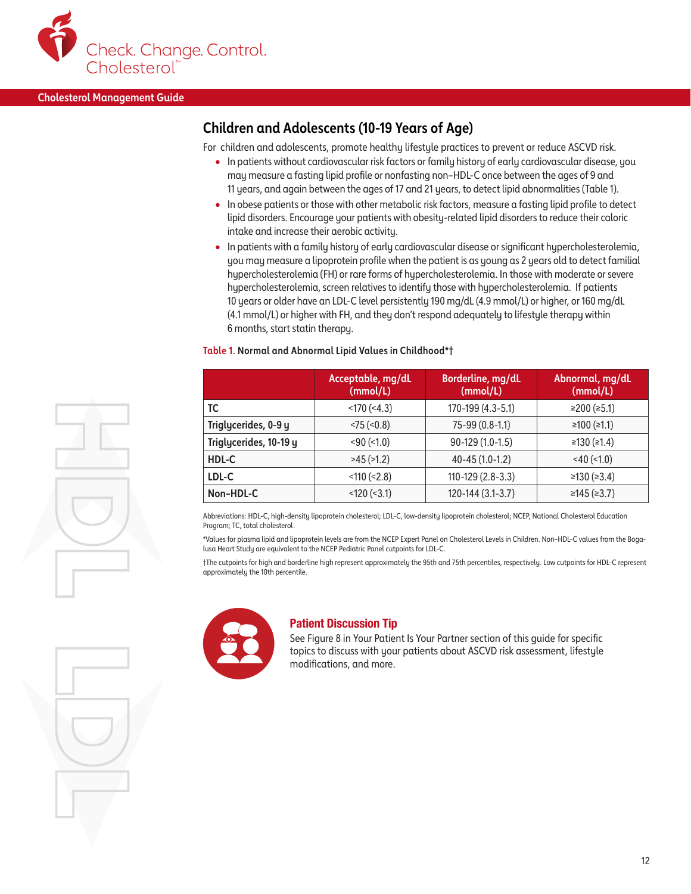## Children and Adolescents (10-19 Years of Age)

For children and adolescents, promote healthy lifestyle practices to prevent or reduce ASCVD risk.

- In patients without cardiovascular risk factors or family history of early cardiovascular disease, you may measure a fasting lipid profile or nonfasting non–HDL-C once between the ages of 9 and 11 years, and again between the ages of 17 and 21 years, to detect lipid abnormalities (Table 1).
- In obese patients or those with other metabolic risk factors, measure a fasting lipid profile to detect lipid disorders. Encourage your patients with obesity-related lipid disorders to reduce their caloric intake and increase their aerobic activity.
- In patients with a family history of early cardiovascular disease or significant hypercholesterolemia, you may measure a lipoprotein profile when the patient is as young as 2 years old to detect familial hypercholesterolemia (FH) or rare forms of hypercholesterolemia. In those with moderate or severe hypercholesterolemia, screen relatives to identify those with hypercholesterolemia. If patients 10 years or older have an LDL-C level persistently 190 mg/dL (4.9 mmol/L) or higher, or 160 mg/dL (4.1 mmol/L) or higher with FH, and they don't respond adequately to lifestyle therapy within 6 months, start statin therapy.

**Table 1. Normal and Abnormal Lipid Values in Childhood*†**

| | Acceptable, mg/dL (mmol/L) | Borderline, mg/dL (mmol/L) | Abnormal, mg/dL (mmol/L) |
|---|---|---|---|
| **TC** | <170 (<4.3) | 170-199 (4.3-5.1) | ≥200 (≥5.1) |
| **Triglycerides, 0-9 y** | <75 (<0.8) | 75-99 (0.8-1.1) | ≥100 (≥1.1) |
| **Triglycerides, 10-19 y** | <90 (<1.0) | 90-129 (1.0-1.5) | ≥130 (≥1.4) |
| **HDL-C** | >45 (>1.2) | 40-45 (1.0-1.2) | <40 (<1.0) |
| **LDL-C** | <110 (<2.8) | 110-129 (2.8-3.3) | ≥130 (≥3.4) |
| **Non–HDL-C** | <120 (<3.1) | 120-144 (3.1-3.7) | ≥145 (≥3.7) |

Abbreviations: HDL-C, high-density lipoprotein cholesterol; LDL-C, low-density lipoprotein cholesterol; NCEP, National Cholesterol Education Program; TC, total cholesterol.

*Values for plasma lipid and lipoprotein levels are from the NCEP Expert Panel on Cholesterol Levels in Children. Non–HDL-C values from the Bogalusa Heart Study are equivalent to the NCEP Pediatric Panel cutpoints for LDL-C.

†The cutpoints for high and borderline high represent approximately the 95th and 75th percentiles, respectively. Low cutpoints for HDL-C represent approximately the 10th percentile.

### Patient Discussion Tip

See Figure 8 in Your Patient Is Your Partner section of this guide for specific topics to discuss with your patients about ASCVD risk assessment, lifestyle modifications, and more.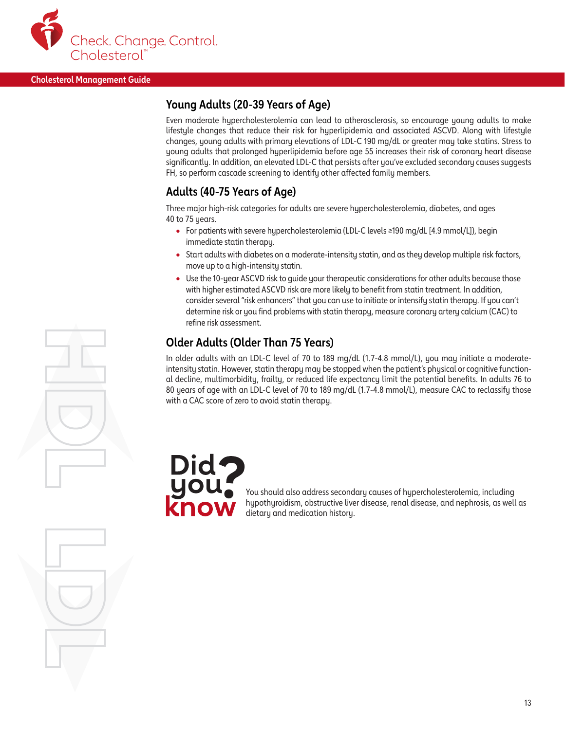## Young Adults (20-39 Years of Age)

Even moderate hypercholesterolemia can lead to atherosclerosis, so encourage young adults to make lifestyle changes that reduce their risk for hyperlipidemia and associated ASCVD. Along with lifestyle changes, young adults with primary elevations of LDL-C 190 mg/dL or greater may take statins. Stress to young adults that prolonged hyperlipidemia before age 55 increases their risk of coronary heart disease significantly. In addition, an elevated LDL-C that persists after you've excluded secondary causes suggests FH, so perform cascade screening to identify other affected family members.

## Adults (40-75 Years of Age)

Three major high-risk categories for adults are severe hypercholesterolemia, diabetes, and ages 40 to 75 years.

- For patients with severe hypercholesterolemia (LDL-C levels ≥190 mg/dL [4.9 mmol/L]), begin immediate statin therapy.
- Start adults with diabetes on a moderate-intensity statin, and as they develop multiple risk factors, move up to a high-intensity statin.
- Use the 10-year ASCVD risk to guide your therapeutic considerations for other adults because those with higher estimated ASCVD risk are more likely to benefit from statin treatment. In addition, consider several "risk enhancers" that you can use to initiate or intensify statin therapy. If you can't determine risk or you find problems with statin therapy, measure coronary artery calcium (CAC) to refine risk assessment.

## Older Adults (Older Than 75 Years)

In older adults with an LDL-C level of 70 to 189 mg/dL (1.7-4.8 mmol/L), you may initiate a moderate-intensity statin. However, statin therapy may be stopped when the patient's physical or cognitive functional decline, multimorbidity, frailty, or reduced life expectancy limit the potential benefits. In adults 76 to 80 years of age with an LDL-C level of 70 to 189 mg/dL (1.7-4.8 mmol/L), measure CAC to reclassify those with a CAC score of zero to avoid statin therapy.

**Did you know?**

You should also address secondary causes of hypercholesterolemia, including hypothyroidism, obstructive liver disease, renal disease, and nephrosis, as well as dietary and medication history.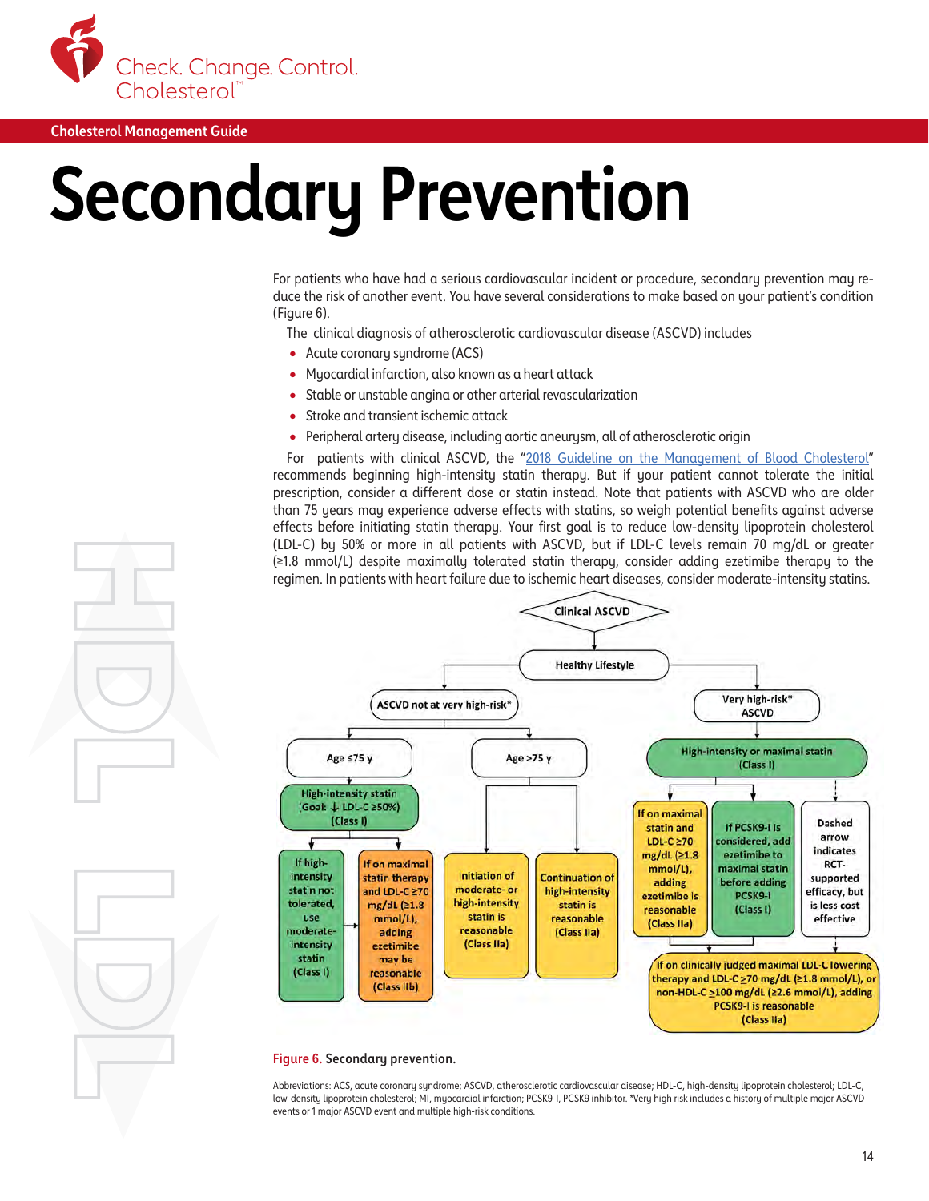Cholesterol Management Guide

# Secondary Prevention

For patients who have had a serious cardiovascular incident or procedure, secondary prevention may reduce the risk of another event. You have several considerations to make based on your patient's condition (Figure 6).

The clinical diagnosis of atherosclerotic cardiovascular disease (ASCVD) includes

- Acute coronary syndrome (ACS)
- Myocardial infarction, also known as a heart attack
- Stable or unstable angina or other arterial revascularization
- Stroke and transient ischemic attack
- Peripheral artery disease, including aortic aneurysm, all of atherosclerotic origin

For patients with clinical ASCVD, the "2018 Guideline on the Management of Blood Cholesterol" recommends beginning high-intensity statin therapy. But if your patient cannot tolerate the initial prescription, consider a different dose or statin instead. Note that patients with ASCVD who are older than 75 years may experience adverse effects with statins, so weigh potential benefits against adverse effects before initiating statin therapy. Your first goal is to reduce low-density lipoprotein cholesterol (LDL-C) by 50% or more in all patients with ASCVD, but if LDL-C levels remain 70 mg/dL or greater (≥1.8 mmol/L) despite maximally tolerated statin therapy, consider adding ezetimibe therapy to the regimen. In patients with heart failure due to ischemic heart diseases, consider moderate-intensity statins.

Clinical ASCVD → Healthy Lifestyle

- ASCVD not at very high-risk*
  - Age ≤75 y
    - High-intensity statin (Goal: ↓ LDL-C ≥50%) (Class I)
      - If high-intensity statin not tolerated, use moderate-intensity statin (Class I)
      - If on maximal statin therapy and LDL-C ≥70 mg/dL (≥1.8 mmol/L), adding ezetimibe may be reasonable (Class IIb)
  - Age >75 y
    - Initiation of moderate- or high-intensity statin is reasonable (Class IIa)
    - Continuation of high-intensity statin is reasonable (Class IIa)
- Very high-risk* ASCVD
  - High-intensity or maximal statin (Class I)
    - If on maximal statin and LDL-C ≥70 mg/dL (≥1.8 mmol/L), adding ezetimibe is reasonable (Class IIa)
    - If PCSK9-I is considered, add ezetimibe to maximal statin before adding PCSK9-I (Class I)
    - Dashed arrow indicates RCT-supported efficacy, but is less cost effective
    - If on clinically judged maximal LDL-C lowering therapy and LDL-C ≥70 mg/dL (≥1.8 mmol/L), or non-HDL-C ≥100 mg/dL (≥2.6 mmol/L), adding PCSK9-I is reasonable (Class IIa)

**Figure 6.** Secondary prevention.

Abbreviations: ACS, acute coronary syndrome; ASCVD, atherosclerotic cardiovascular disease; HDL-C, high-density lipoprotein cholesterol; LDL-C, low-density lipoprotein cholesterol; MI, myocardial infarction; PCSK9-I, PCSK9 inhibitor. *Very high risk includes a history of multiple major ASCVD events or 1 major ASCVD event and multiple high-risk conditions.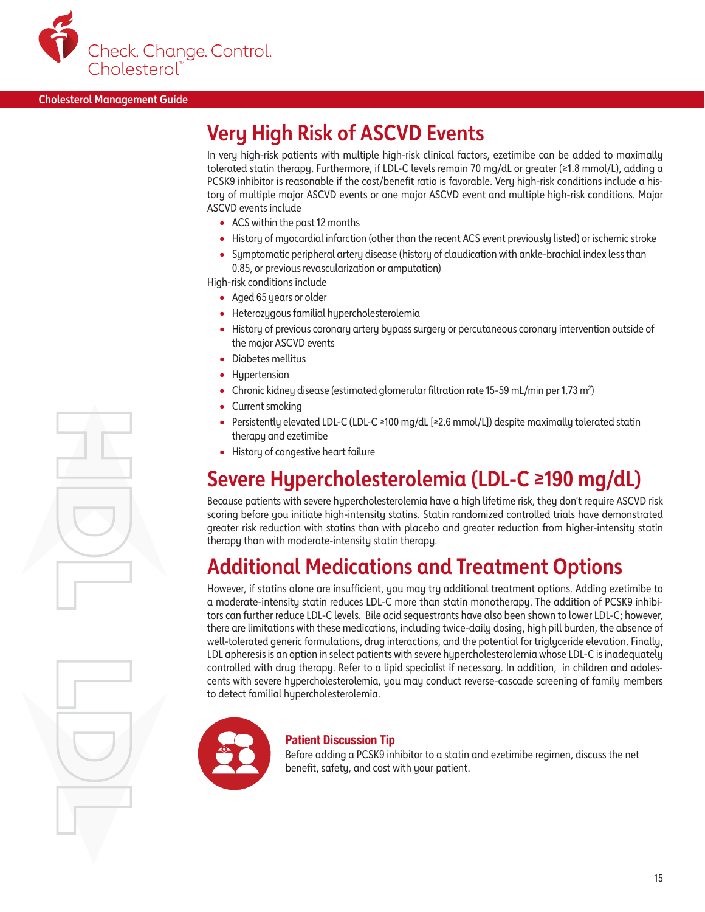## Very High Risk of ASCVD Events

In very high-risk patients with multiple high-risk clinical factors, ezetimibe can be added to maximally tolerated statin therapy. Furthermore, if LDL-C levels remain 70 mg/dL or greater (≥1.8 mmol/L), adding a PCSK9 inhibitor is reasonable if the cost/benefit ratio is favorable. Very high-risk conditions include a history of multiple major ASCVD events or one major ASCVD event and multiple high-risk conditions. Major ASCVD events include

- ACS within the past 12 months
- History of myocardial infarction (other than the recent ACS event previously listed) or ischemic stroke
- Symptomatic peripheral artery disease (history of claudication with ankle-brachial index less than 0.85, or previous revascularization or amputation)

High-risk conditions include

- Aged 65 years or older
- Heterozygous familial hypercholesterolemia
- History of previous coronary artery bypass surgery or percutaneous coronary intervention outside of the major ASCVD events
- Diabetes mellitus
- Hypertension
- Chronic kidney disease (estimated glomerular filtration rate 15-59 mL/min per 1.73 m$^2$)
- Current smoking
- Persistently elevated LDL-C (LDL-C ≥100 mg/dL [≥2.6 mmol/L]) despite maximally tolerated statin therapy and ezetimibe
- History of congestive heart failure

## Severe Hypercholesterolemia (LDL-C ≥190 mg/dL)

Because patients with severe hypercholesterolemia have a high lifetime risk, they don't require ASCVD risk scoring before you initiate high-intensity statins. Statin randomized controlled trials have demonstrated greater risk reduction with statins than with placebo and greater reduction from higher-intensity statin therapy than with moderate-intensity statin therapy.

## Additional Medications and Treatment Options

However, if statins alone are insufficient, you may try additional treatment options. Adding ezetimibe to a moderate-intensity statin reduces LDL-C more than statin monotherapy. The addition of PCSK9 inhibitors can further reduce LDL-C levels. Bile acid sequestrants have also been shown to lower LDL-C; however, there are limitations with these medications, including twice-daily dosing, high pill burden, the absence of well-tolerated generic formulations, drug interactions, and the potential for triglyceride elevation. Finally, LDL apheresis is an option in select patients with severe hypercholesterolemia whose LDL-C is inadequately controlled with drug therapy. Refer to a lipid specialist if necessary. In addition, in children and adolescents with severe hypercholesterolemia, you may conduct reverse-cascade screening of family members to detect familial hypercholesterolemia.

**Patient Discussion Tip**

Before adding a PCSK9 inhibitor to a statin and ezetimibe regimen, discuss the net benefit, safety, and cost with your patient.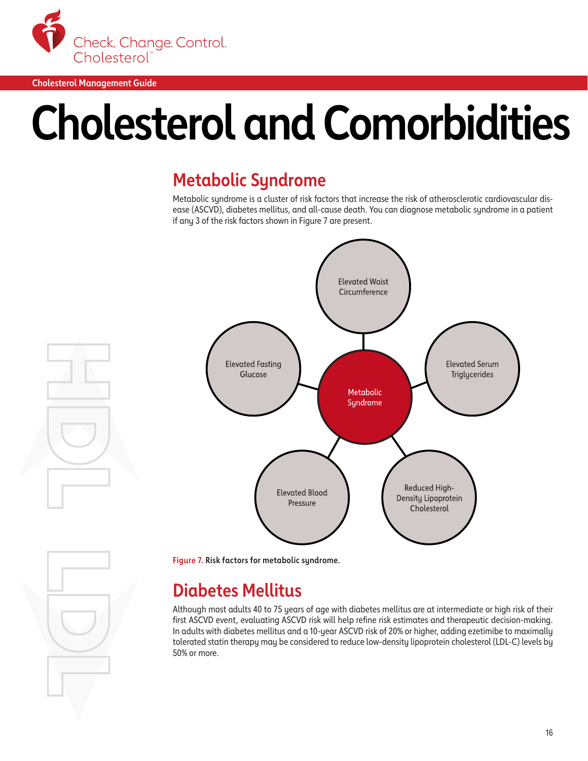# Cholesterol and Comorbidities

## Metabolic Syndrome

Metabolic syndrome is a cluster of risk factors that increase the risk of atherosclerotic cardiovascular disease (ASCVD), diabetes mellitus, and all-cause death. You can diagnose metabolic syndrome in a patient if any 3 of the risk factors shown in Figure 7 are present.

Metabolic Syndrome

- Elevated Waist Circumference
- Elevated Serum Triglycerides
- Reduced High-Density Lipoprotein Cholesterol
- Elevated Blood Pressure
- Elevated Fasting Glucose

**Figure 7. Risk factors for metabolic syndrome.**

## Diabetes Mellitus

Although most adults 40 to 75 years of age with diabetes mellitus are at intermediate or high risk of their first ASCVD event, evaluating ASCVD risk will help refine risk estimates and therapeutic decision-making. In adults with diabetes mellitus and a 10-year ASCVD risk of 20% or higher, adding ezetimibe to maximally tolerated statin therapy may be considered to reduce low-density lipoprotein cholesterol (LDL-C) levels by 50% or more.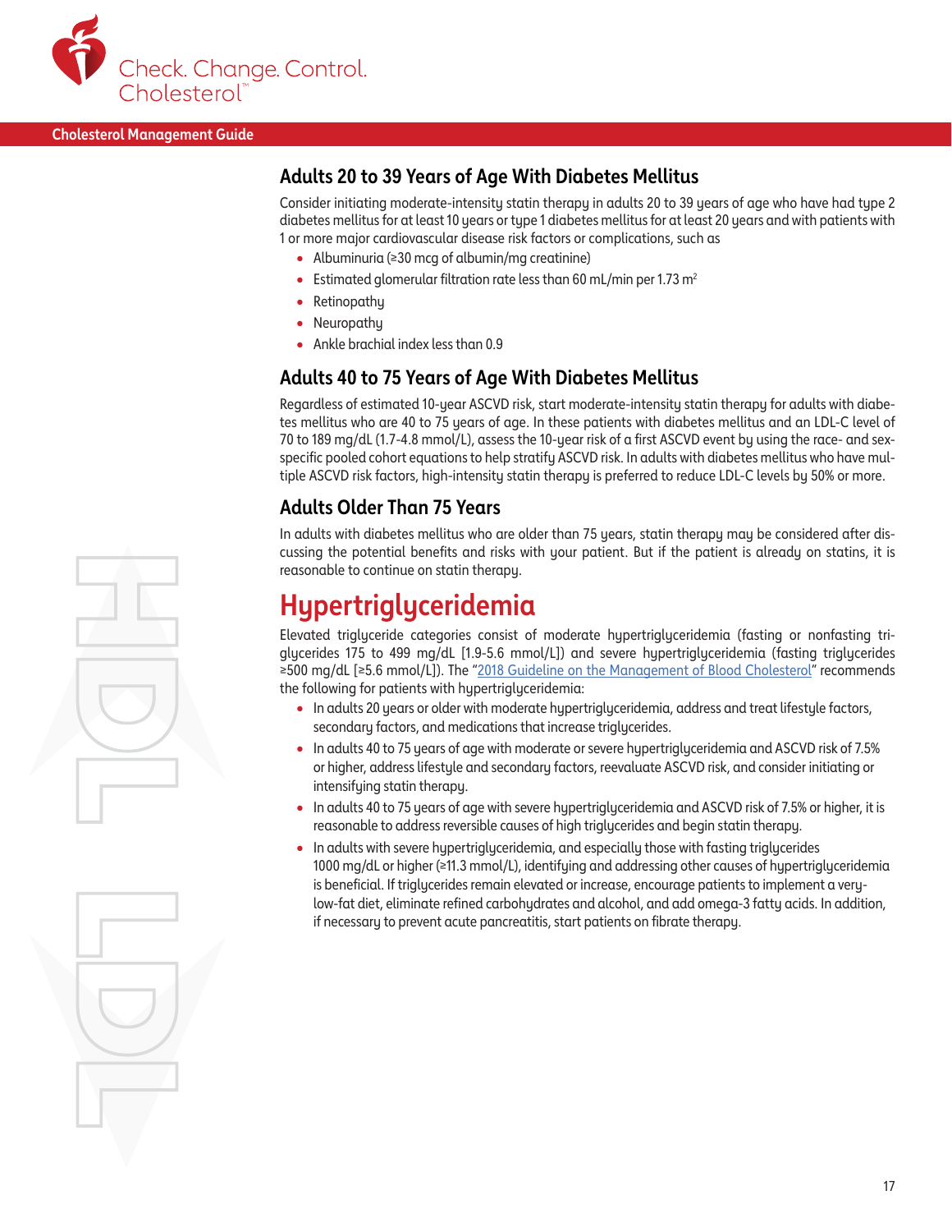## Adults 20 to 39 Years of Age With Diabetes Mellitus

Consider initiating moderate-intensity statin therapy in adults 20 to 39 years of age who have had type 2 diabetes mellitus for at least 10 years or type 1 diabetes mellitus for at least 20 years and with patients with 1 or more major cardiovascular disease risk factors or complications, such as

- Albuminuria (≥30 mcg of albumin/mg creatinine)
- Estimated glomerular filtration rate less than 60 mL/min per 1.73 $m^2$
- Retinopathy
- Neuropathy
- Ankle brachial index less than 0.9

## Adults 40 to 75 Years of Age With Diabetes Mellitus

Regardless of estimated 10-year ASCVD risk, start moderate-intensity statin therapy for adults with diabetes mellitus who are 40 to 75 years of age. In these patients with diabetes mellitus and an LDL-C level of 70 to 189 mg/dL (1.7-4.8 mmol/L), assess the 10-year risk of a first ASCVD event by using the race- and sex-specific pooled cohort equations to help stratify ASCVD risk. In adults with diabetes mellitus who have multiple ASCVD risk factors, high-intensity statin therapy is preferred to reduce LDL-C levels by 50% or more.

## Adults Older Than 75 Years

In adults with diabetes mellitus who are older than 75 years, statin therapy may be considered after discussing the potential benefits and risks with your patient. But if the patient is already on statins, it is reasonable to continue on statin therapy.

# Hypertriglyceridemia

Elevated triglyceride categories consist of moderate hypertriglyceridemia (fasting or nonfasting triglycerides 175 to 499 mg/dL [1.9-5.6 mmol/L]) and severe hypertriglyceridemia (fasting triglycerides ≥500 mg/dL [≥5.6 mmol/L]). The "2018 Guideline on the Management of Blood Cholesterol" recommends the following for patients with hypertriglyceridemia:

- In adults 20 years or older with moderate hypertriglyceridemia, address and treat lifestyle factors, secondary factors, and medications that increase triglycerides.
- In adults 40 to 75 years of age with moderate or severe hypertriglyceridemia and ASCVD risk of 7.5% or higher, address lifestyle and secondary factors, reevaluate ASCVD risk, and consider initiating or intensifying statin therapy.
- In adults 40 to 75 years of age with severe hypertriglyceridemia and ASCVD risk of 7.5% or higher, it is reasonable to address reversible causes of high triglycerides and begin statin therapy.
- In adults with severe hypertriglyceridemia, and especially those with fasting triglycerides 1000 mg/dL or higher (≥11.3 mmol/L), identifying and addressing other causes of hypertriglyceridemia is beneficial. If triglycerides remain elevated or increase, encourage patients to implement a very-low-fat diet, eliminate refined carbohydrates and alcohol, and add omega-3 fatty acids. In addition, if necessary to prevent acute pancreatitis, start patients on fibrate therapy.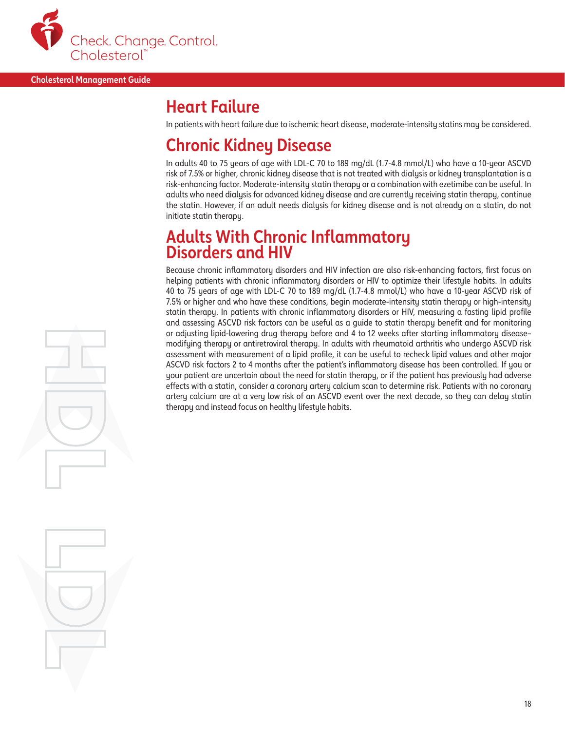## Heart Failure

In patients with heart failure due to ischemic heart disease, moderate-intensity statins may be considered.

## Chronic Kidney Disease

In adults 40 to 75 years of age with LDL-C 70 to 189 mg/dL (1.7-4.8 mmol/L) who have a 10-year ASCVD risk of 7.5% or higher, chronic kidney disease that is not treated with dialysis or kidney transplantation is a risk-enhancing factor. Moderate-intensity statin therapy or a combination with ezetimibe can be useful. In adults who need dialysis for advanced kidney disease and are currently receiving statin therapy, continue the statin. However, if an adult needs dialysis for kidney disease and is not already on a statin, do not initiate statin therapy.

## Adults With Chronic Inflammatory Disorders and HIV

Because chronic inflammatory disorders and HIV infection are also risk-enhancing factors, first focus on helping patients with chronic inflammatory disorders or HIV to optimize their lifestyle habits. In adults 40 to 75 years of age with LDL-C 70 to 189 mg/dL (1.7-4.8 mmol/L) who have a 10-year ASCVD risk of 7.5% or higher and who have these conditions, begin moderate-intensity statin therapy or high-intensity statin therapy. In patients with chronic inflammatory disorders or HIV, measuring a fasting lipid profile and assessing ASCVD risk factors can be useful as a guide to statin therapy benefit and for monitoring or adjusting lipid-lowering drug therapy before and 4 to 12 weeks after starting inflammatory disease–modifying therapy or antiretroviral therapy. In adults with rheumatoid arthritis who undergo ASCVD risk assessment with measurement of a lipid profile, it can be useful to recheck lipid values and other major ASCVD risk factors 2 to 4 months after the patient's inflammatory disease has been controlled. If you or your patient are uncertain about the need for statin therapy, or if the patient has previously had adverse effects with a statin, consider a coronary artery calcium scan to determine risk. Patients with no coronary artery calcium are at a very low risk of an ASCVD event over the next decade, so they can delay statin therapy and instead focus on healthy lifestyle habits.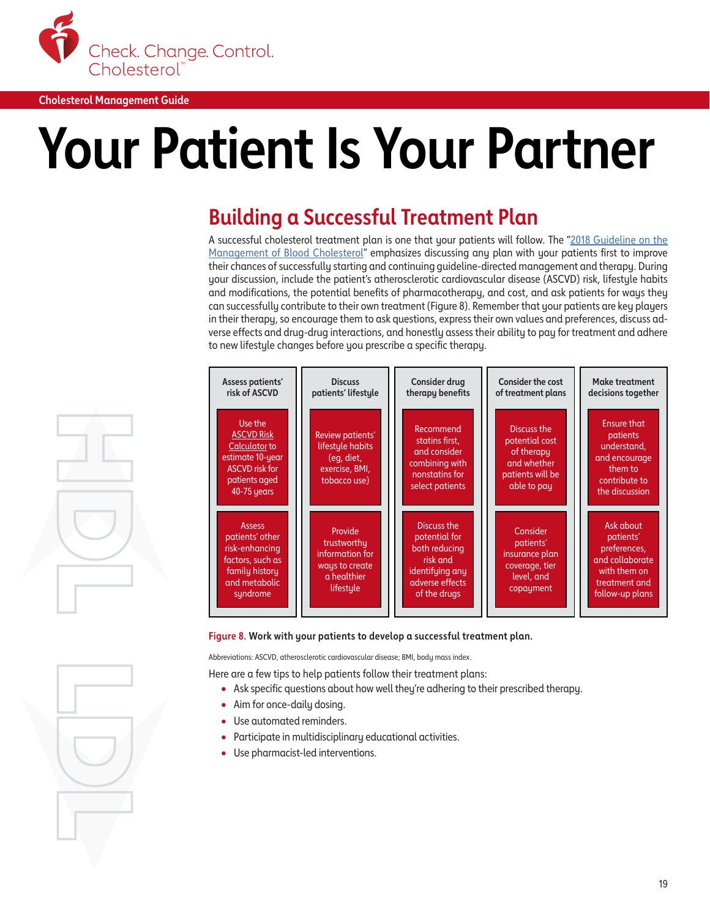Cholesterol Management Guide

# Your Patient Is Your Partner

## Building a Successful Treatment Plan

A successful cholesterol treatment plan is one that your patients will follow. The "2018 Guideline on the Management of Blood Cholesterol" emphasizes discussing any plan with your patients first to improve their chances of successfully starting and continuing guideline-directed management and therapy. During your discussion, include the patient's atherosclerotic cardiovascular disease (ASCVD) risk, lifestyle habits and modifications, the potential benefits of pharmacotherapy, and cost, and ask patients for ways they can successfully contribute to their own treatment (Figure 8). Remember that your patients are key players in their therapy, so encourage them to ask questions, express their own values and preferences, discuss adverse effects and drug-drug interactions, and honestly assess their ability to pay for treatment and adhere to new lifestyle changes before you prescribe a specific therapy.

| Assess patients' risk of ASCVD | Discuss patients' lifestyle | Consider drug therapy benefits | Consider the cost of treatment plans | Make treatment decisions together |
| --- | --- | --- | --- | --- |
| Use the ASCVD Risk Calculator to estimate 10-year ASCVD risk for patients aged 40-75 years | Review patients' lifestyle habits (eg, diet, exercise, BMI, tobacco use) | Recommend statins first, and consider combining with nonstatins for select patients | Discuss the potential cost of therapy and whether patients will be able to pay | Ensure that patients understand, and encourage them to contribute to the discussion |
| Assess patients' other risk-enhancing factors, such as family history and metabolic syndrome | Provide trustworthy information for ways to create a healthier lifestyle | Discuss the potential for both reducing risk and identifying any adverse effects of the drugs | Consider patients' insurance plan coverage, tier level, and copayment | Ask about patients' preferences, and collaborate with them on treatment and follow-up plans |

**Figure 8. Work with your patients to develop a successful treatment plan.**

Abbreviations: ASCVD, atherosclerotic cardiovascular disease; BMI, body mass index.

Here are a few tips to help patients follow their treatment plans:

- Ask specific questions about how well they're adhering to their prescribed therapy.
- Aim for once-daily dosing.
- Use automated reminders.
- Participate in multidisciplinary educational activities.
- Use pharmacist-led interventions.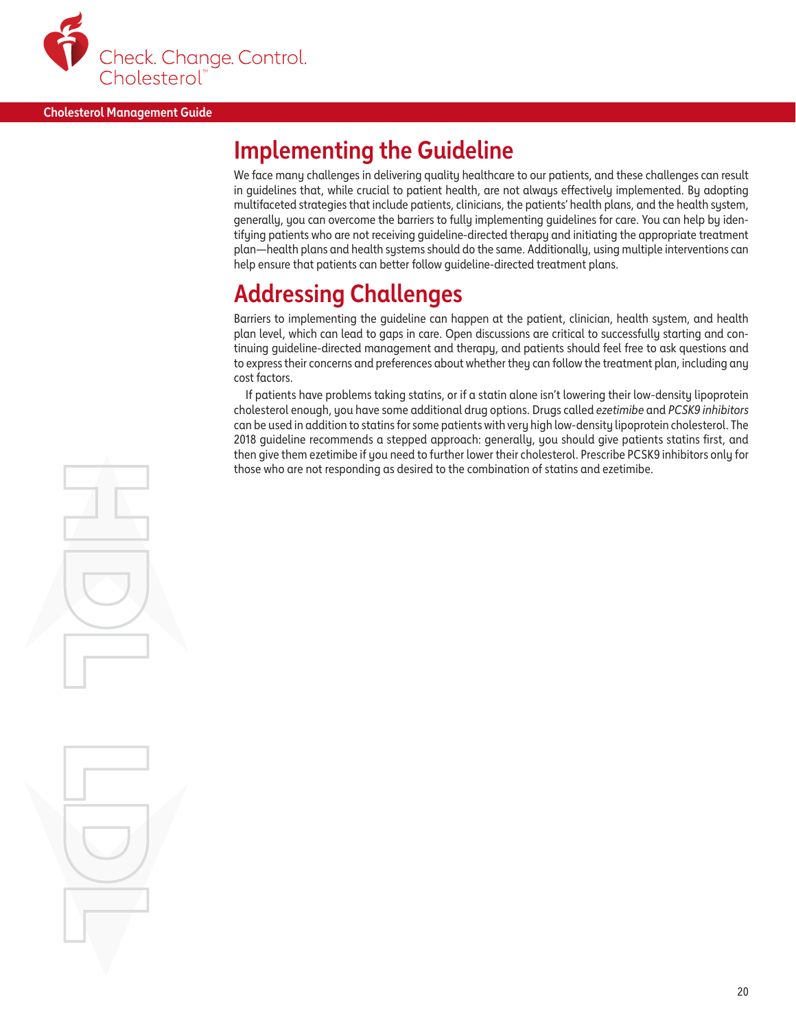## Implementing the Guideline

We face many challenges in delivering quality healthcare to our patients, and these challenges can result in guidelines that, while crucial to patient health, are not always effectively implemented. By adopting multifaceted strategies that include patients, clinicians, the patients' health plans, and the health system, generally, you can overcome the barriers to fully implementing guidelines for care. You can help by identifying patients who are not receiving guideline-directed therapy and initiating the appropriate treatment plan—health plans and health systems should do the same. Additionally, using multiple interventions can help ensure that patients can better follow guideline-directed treatment plans.

## Addressing Challenges

Barriers to implementing the guideline can happen at the patient, clinician, health system, and health plan level, which can lead to gaps in care. Open discussions are critical to successfully starting and continuing guideline-directed management and therapy, and patients should feel free to ask questions and to express their concerns and preferences about whether they can follow the treatment plan, including any cost factors.

If patients have problems taking statins, or if a statin alone isn't lowering their low-density lipoprotein cholesterol enough, you have some additional drug options. Drugs called *ezetimibe* and *PCSK9 inhibitors* can be used in addition to statins for some patients with very high low-density lipoprotein cholesterol. The 2018 guideline recommends a stepped approach: generally, you should give patients statins first, and then give them ezetimibe if you need to further lower their cholesterol. Prescribe PCSK9 inhibitors only for those who are not responding as desired to the combination of statins and ezetimibe.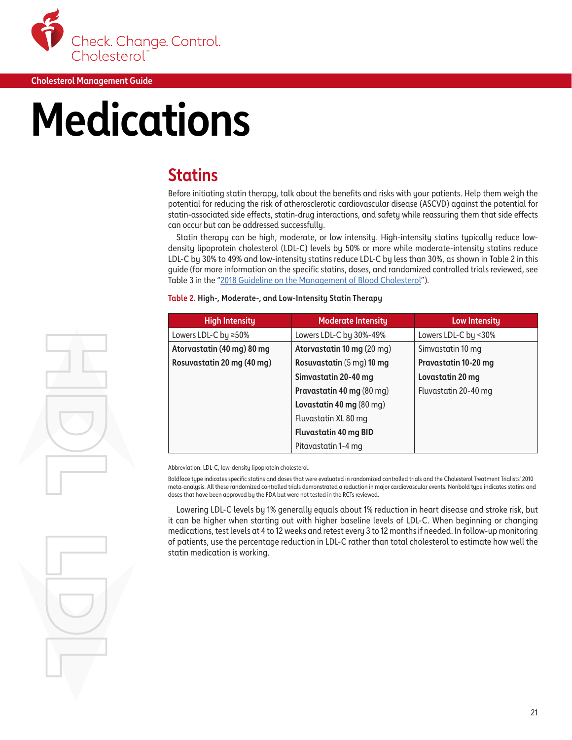Cholesterol Management Guide

# Medications

## Statins

Before initiating statin therapy, talk about the benefits and risks with your patients. Help them weigh the potential for reducing the risk of atherosclerotic cardiovascular disease (ASCVD) against the potential for statin-associated side effects, statin-drug interactions, and safety while reassuring them that side effects can occur but can be addressed successfully.

Statin therapy can be high, moderate, or low intensity. High-intensity statins typically reduce low-density lipoprotein cholesterol (LDL-C) levels by 50% or more while moderate-intensity statins reduce LDL-C by 30% to 49% and low-intensity statins reduce LDL-C by less than 30%, as shown in Table 2 in this guide (for more information on the specific statins, doses, and randomized controlled trials reviewed, see Table 3 in the "2018 Guideline on the Management of Blood Cholesterol").

**Table 2. High-, Moderate-, and Low-Intensity Statin Therapy**

| High Intensity | Moderate Intensity | Low Intensity |
|---|---|---|
| Lowers LDL-C by ≥50% | Lowers LDL-C by 30%-49% | Lowers LDL-C by <30% |
| **Atorvastatin (40 mg) 80 mg** | **Atorvastatin 10 mg** (20 mg) | Simvastatin 10 mg |
| **Rosuvastatin 20 mg (40 mg)** | **Rosuvastatin** (5 mg) **10 mg** | **Pravastatin 10-20 mg** |
| | **Simvastatin 20-40 mg** | **Lovastatin 20 mg** |
| | **Pravastatin 40 mg** (80 mg) | Fluvastatin 20-40 mg |
| | **Lovastatin 40 mg** (80 mg) | |
| | Fluvastatin XL 80 mg | |
| | **Fluvastatin 40 mg BID** | |
| | Pitavastatin 1-4 mg | |

Abbreviation: LDL-C, low-density lipoprotein cholesterol.

Boldface type indicates specific statins and doses that were evaluated in randomized controlled trials and the Cholesterol Treatment Trialists' 2010 meta-analysis. All these randomized controlled trials demonstrated a reduction in major cardiovascular events. Nonbold type indicates statins and doses that have been approved by the FDA but were not tested in the RCTs reviewed.

Lowering LDL-C levels by 1% generally equals about 1% reduction in heart disease and stroke risk, but it can be higher when starting out with higher baseline levels of LDL-C. When beginning or changing medications, test levels at 4 to 12 weeks and retest every 3 to 12 months if needed. In follow-up monitoring of patients, use the percentage reduction in LDL-C rather than total cholesterol to estimate how well the statin medication is working.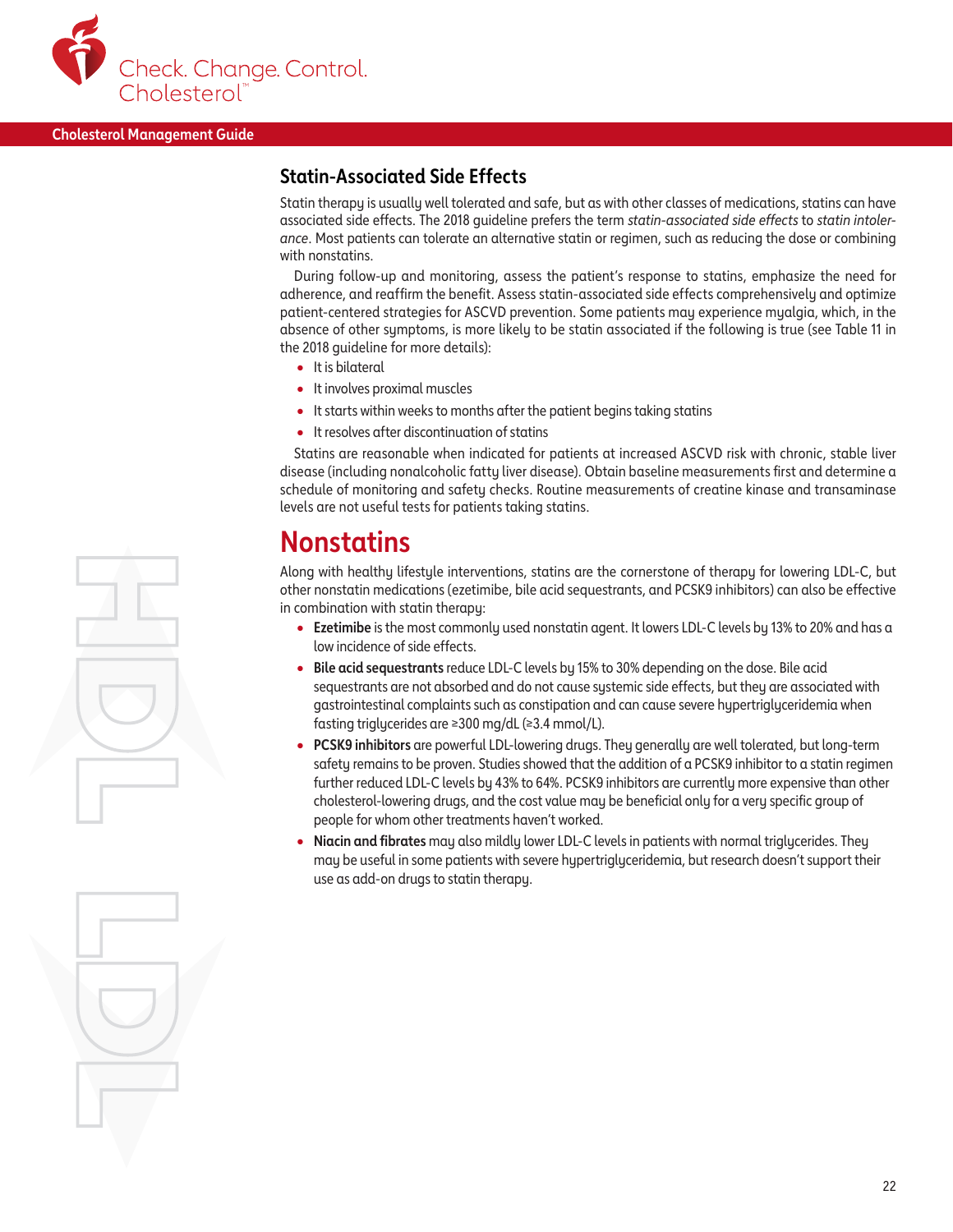## Statin-Associated Side Effects

Statin therapy is usually well tolerated and safe, but as with other classes of medications, statins can have associated side effects. The 2018 guideline prefers the term *statin-associated side effects* to *statin intolerance*. Most patients can tolerate an alternative statin or regimen, such as reducing the dose or combining with nonstatins.

During follow-up and monitoring, assess the patient's response to statins, emphasize the need for adherence, and reaffirm the benefit. Assess statin-associated side effects comprehensively and optimize patient-centered strategies for ASCVD prevention. Some patients may experience myalgia, which, in the absence of other symptoms, is more likely to be statin associated if the following is true (see Table 11 in the 2018 guideline for more details):

- It is bilateral
- It involves proximal muscles
- It starts within weeks to months after the patient begins taking statins
- It resolves after discontinuation of statins

Statins are reasonable when indicated for patients at increased ASCVD risk with chronic, stable liver disease (including nonalcoholic fatty liver disease). Obtain baseline measurements first and determine a schedule of monitoring and safety checks. Routine measurements of creatine kinase and transaminase levels are not useful tests for patients taking statins.

# Nonstatins

Along with healthy lifestyle interventions, statins are the cornerstone of therapy for lowering LDL-C, but other nonstatin medications (ezetimibe, bile acid sequestrants, and PCSK9 inhibitors) can also be effective in combination with statin therapy:

- **Ezetimibe** is the most commonly used nonstatin agent. It lowers LDL-C levels by 13% to 20% and has a low incidence of side effects.
- **Bile acid sequestrants** reduce LDL-C levels by 15% to 30% depending on the dose. Bile acid sequestrants are not absorbed and do not cause systemic side effects, but they are associated with gastrointestinal complaints such as constipation and can cause severe hypertriglyceridemia when fasting triglycerides are ≥300 mg/dL (≥3.4 mmol/L).
- **PCSK9 inhibitors** are powerful LDL-lowering drugs. They generally are well tolerated, but long-term safety remains to be proven. Studies showed that the addition of a PCSK9 inhibitor to a statin regimen further reduced LDL-C levels by 43% to 64%. PCSK9 inhibitors are currently more expensive than other cholesterol-lowering drugs, and the cost value may be beneficial only for a very specific group of people for whom other treatments haven't worked.
- **Niacin and fibrates** may also mildly lower LDL-C levels in patients with normal triglycerides. They may be useful in some patients with severe hypertriglyceridemia, but research doesn't support their use as add-on drugs to statin therapy.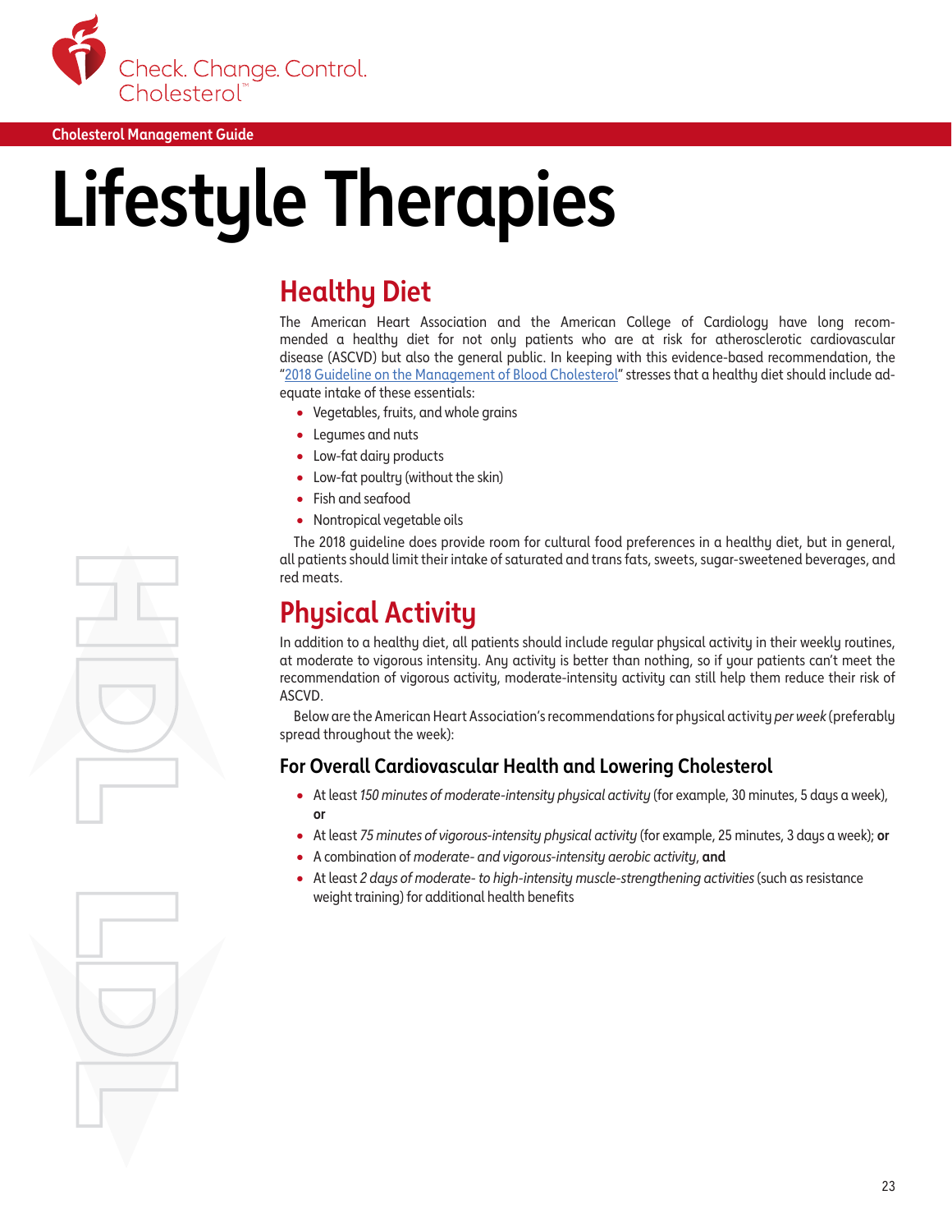Cholesterol Management Guide

# Lifestyle Therapies

## Healthy Diet

The American Heart Association and the American College of Cardiology have long recommended a healthy diet for not only patients who are at risk for atherosclerotic cardiovascular disease (ASCVD) but also the general public. In keeping with this evidence-based recommendation, the "2018 Guideline on the Management of Blood Cholesterol" stresses that a healthy diet should include adequate intake of these essentials:

- Vegetables, fruits, and whole grains
- Legumes and nuts
- Low-fat dairy products
- Low-fat poultry (without the skin)
- Fish and seafood
- Nontropical vegetable oils

The 2018 guideline does provide room for cultural food preferences in a healthy diet, but in general, all patients should limit their intake of saturated and trans fats, sweets, sugar-sweetened beverages, and red meats.

## Physical Activity

In addition to a healthy diet, all patients should include regular physical activity in their weekly routines, at moderate to vigorous intensity. Any activity is better than nothing, so if your patients can't meet the recommendation of vigorous activity, moderate-intensity activity can still help them reduce their risk of ASCVD.

Below are the American Heart Association's recommendations for physical activity *per week* (preferably spread throughout the week):

### For Overall Cardiovascular Health and Lowering Cholesterol

- At least *150 minutes of moderate-intensity physical activity* (for example, 30 minutes, 5 days a week), **or**
- At least *75 minutes of vigorous-intensity physical activity* (for example, 25 minutes, 3 days a week); **or**
- A combination of *moderate- and vigorous-intensity aerobic activity*, **and**
- At least *2 days of moderate- to high-intensity muscle-strengthening activities* (such as resistance weight training) for additional health benefits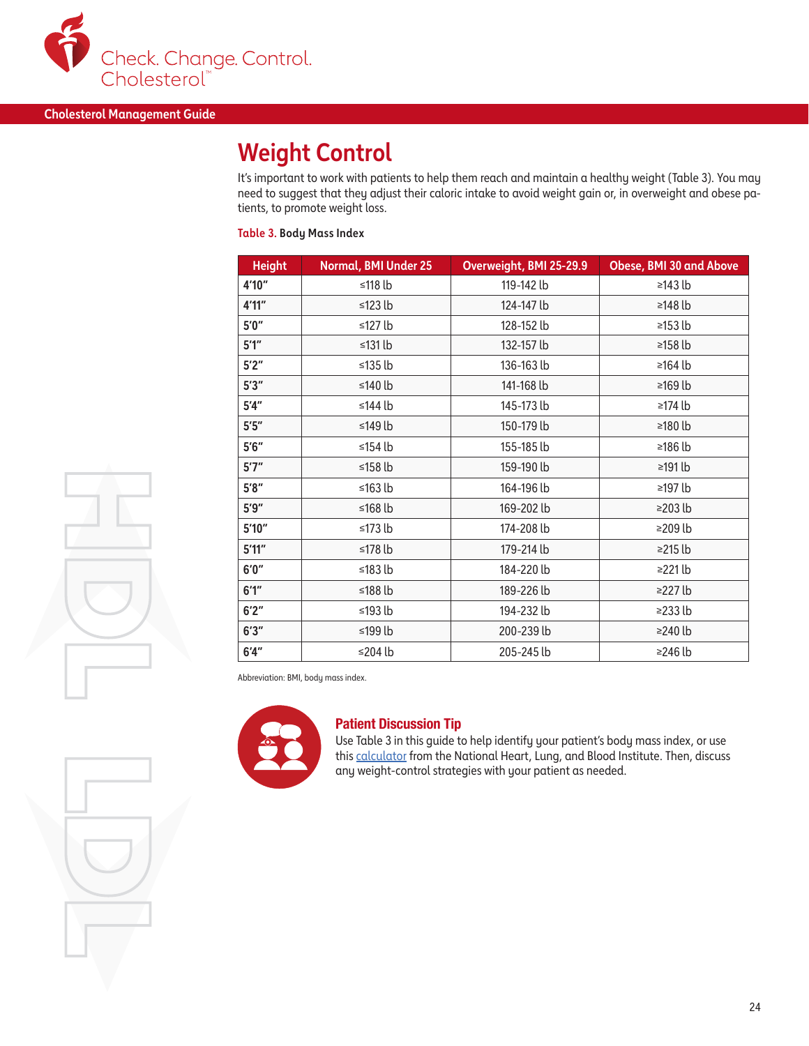# Weight Control

It's important to work with patients to help them reach and maintain a healthy weight (Table 3). You may need to suggest that they adjust their caloric intake to avoid weight gain or, in overweight and obese patients, to promote weight loss.

**Table 3. Body Mass Index**

| Height | Normal, BMI Under 25 | Overweight, BMI 25-29.9 | Obese, BMI 30 and Above |
|---|---|---|---|
| 4'10" | ≤118 lb | 119-142 lb | ≥143 lb |
| 4'11" | ≤123 lb | 124-147 lb | ≥148 lb |
| 5'0" | ≤127 lb | 128-152 lb | ≥153 lb |
| 5'1" | ≤131 lb | 132-157 lb | ≥158 lb |
| 5'2" | ≤135 lb | 136-163 lb | ≥164 lb |
| 5'3" | ≤140 lb | 141-168 lb | ≥169 lb |
| 5'4" | ≤144 lb | 145-173 lb | ≥174 lb |
| 5'5" | ≤149 lb | 150-179 lb | ≥180 lb |
| 5'6" | ≤154 lb | 155-185 lb | ≥186 lb |
| 5'7" | ≤158 lb | 159-190 lb | ≥191 lb |
| 5'8" | ≤163 lb | 164-196 lb | ≥197 lb |
| 5'9" | ≤168 lb | 169-202 lb | ≥203 lb |
| 5'10" | ≤173 lb | 174-208 lb | ≥209 lb |
| 5'11" | ≤178 lb | 179-214 lb | ≥215 lb |
| 6'0" | ≤183 lb | 184-220 lb | ≥221 lb |
| 6'1" | ≤188 lb | 189-226 lb | ≥227 lb |
| 6'2" | ≤193 lb | 194-232 lb | ≥233 lb |
| 6'3" | ≤199 lb | 200-239 lb | ≥240 lb |
| 6'4" | ≤204 lb | 205-245 lb | ≥246 lb |

Abbreviation: BMI, body mass index.

### Patient Discussion Tip

Use Table 3 in this guide to help identify your patient's body mass index, or use this calculator from the National Heart, Lung, and Blood Institute. Then, discuss any weight-control strategies with your patient as needed.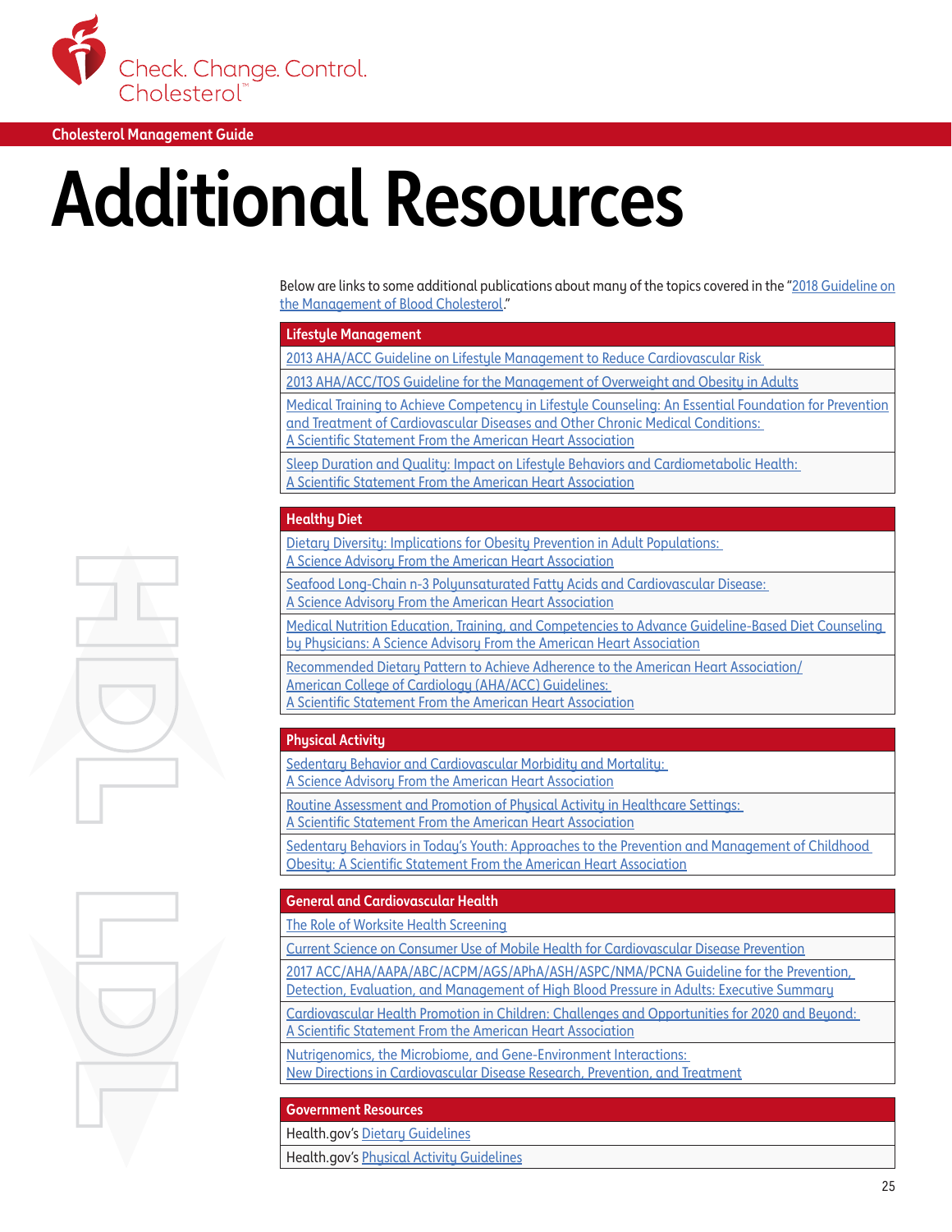Check. Change. Control. Cholesterol™

Cholesterol Management Guide

# Additional Resources

Below are links to some additional publications about many of the topics covered in the "2018 Guideline on the Management of Blood Cholesterol."

| Lifestyle Management |
| --- |
| 2013 AHA/ACC Guideline on Lifestyle Management to Reduce Cardiovascular Risk |
| 2013 AHA/ACC/TOS Guideline for the Management of Overweight and Obesity in Adults |
| Medical Training to Achieve Competency in Lifestyle Counseling: An Essential Foundation for Prevention and Treatment of Cardiovascular Diseases and Other Chronic Medical Conditions: A Scientific Statement From the American Heart Association |
| Sleep Duration and Quality: Impact on Lifestyle Behaviors and Cardiometabolic Health: A Scientific Statement From the American Heart Association |

| Healthy Diet |
| --- |
| Dietary Diversity: Implications for Obesity Prevention in Adult Populations: A Science Advisory From the American Heart Association |
| Seafood Long-Chain n-3 Polyunsaturated Fatty Acids and Cardiovascular Disease: A Science Advisory From the American Heart Association |
| Medical Nutrition Education, Training, and Competencies to Advance Guideline-Based Diet Counseling by Physicians: A Science Advisory From the American Heart Association |
| Recommended Dietary Pattern to Achieve Adherence to the American Heart Association/ American College of Cardiology (AHA/ACC) Guidelines: A Scientific Statement From the American Heart Association |

| Physical Activity |
| --- |
| Sedentary Behavior and Cardiovascular Morbidity and Mortality: A Science Advisory From the American Heart Association |
| Routine Assessment and Promotion of Physical Activity in Healthcare Settings: A Scientific Statement From the American Heart Association |
| Sedentary Behaviors in Today's Youth: Approaches to the Prevention and Management of Childhood Obesity: A Scientific Statement From the American Heart Association |

| General and Cardiovascular Health |
| --- |
| The Role of Worksite Health Screening |
| Current Science on Consumer Use of Mobile Health for Cardiovascular Disease Prevention |
| 2017 ACC/AHA/AAPA/ABC/ACPM/AGS/APhA/ASH/ASPC/NMA/PCNA Guideline for the Prevention, Detection, Evaluation, and Management of High Blood Pressure in Adults: Executive Summary |
| Cardiovascular Health Promotion in Children: Challenges and Opportunities for 2020 and Beyond: A Scientific Statement From the American Heart Association |
| Nutrigenomics, the Microbiome, and Gene-Environment Interactions: New Directions in Cardiovascular Disease Research, Prevention, and Treatment |

| Government Resources |
| --- |
| Health.gov's Dietary Guidelines |
| Health.gov's Physical Activity Guidelines |